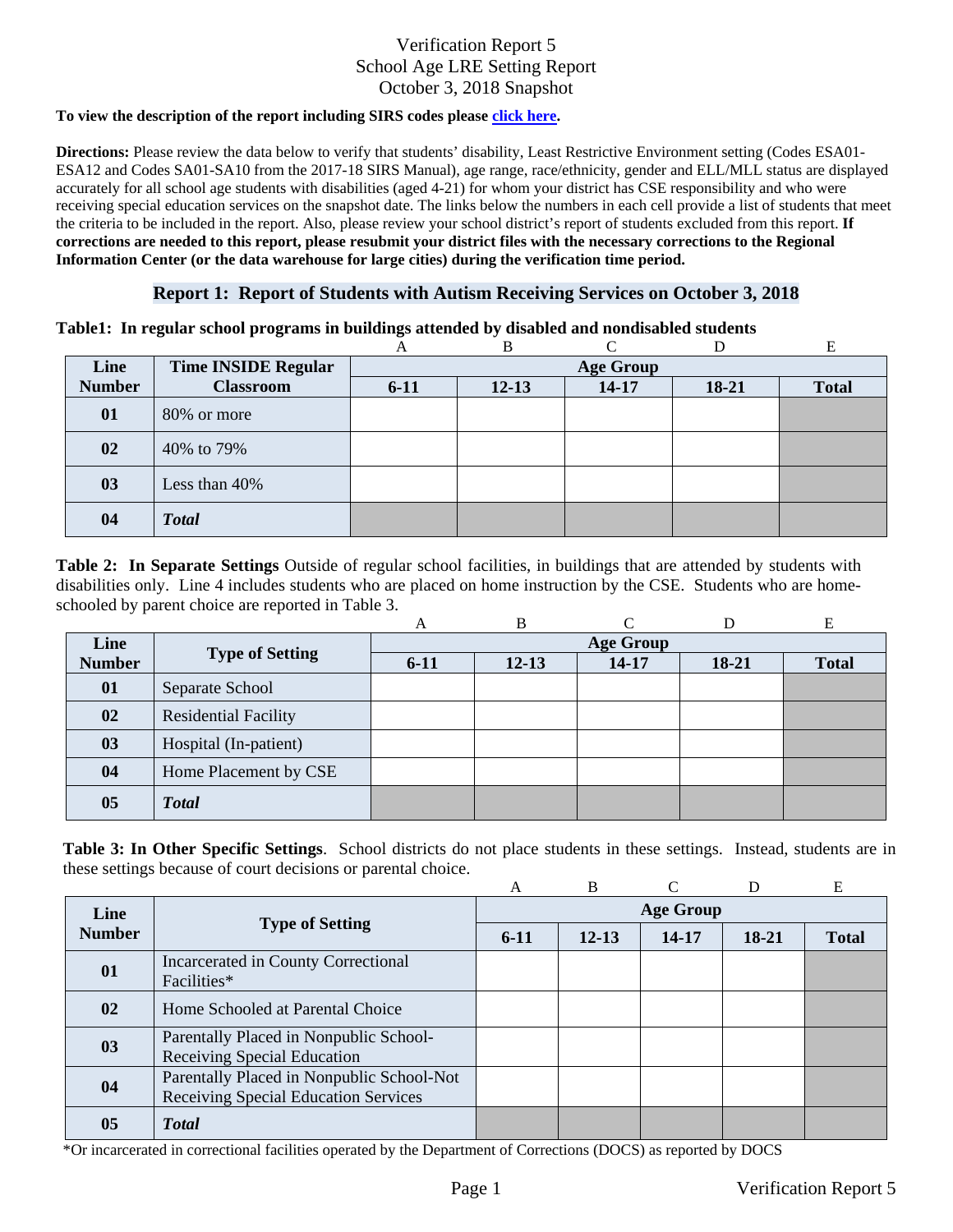# Verification Report 5
## School Age LRE Setting Report
## October 3, 2018 Snapshot

**To view the description of the report including SIRS codes please click here.**

**Directions:** Please review the data below to verify that students' disability, Least Restrictive Environment setting (Codes ESA01-ESA12 and Codes SA01-SA10 from the 2017-18 SIRS Manual), age range, race/ethnicity, gender and ELL/MLL status are displayed accurately for all school age students with disabilities (aged 4-21) for whom your district has CSE responsibility and who were receiving special education services on the snapshot date. The links below the numbers in each cell provide a list of students that meet the criteria to be included in the report. Also, please review your school district's report of students excluded from this report. **If corrections are needed to this report, please resubmit your district files with the necessary corrections to the Regional Information Center (or the data warehouse for large cities) during the verification time period.**

### Report 1: Report of Students with Autism Receiving Services on October 3, 2018

**Table1: In regular school programs in buildings attended by disabled and nondisabled students**

| | | A | B | C | D | E |
|---|---|---|---|---|---|---|
| **Line Number** | **Time INSIDE Regular Classroom** | **Age Group** | | | | |
| | | **6-11** | **12-13** | **14-17** | **18-21** | **Total** |
| **01** | 80% or more | | | | | |
| **02** | 40% to 79% | | | | | |
| **03** | Less than 40% | | | | | |
| **04** | ***Total*** | | | | | |

**Table 2: In Separate Settings** Outside of regular school facilities, in buildings that are attended by students with disabilities only. Line 4 includes students who are placed on home instruction by the CSE. Students who are home-schooled by parent choice are reported in Table 3.

| | | A | B | C | D | E |
|---|---|---|---|---|---|---|
| **Line Number** | **Type of Setting** | **Age Group** | | | | |
| | | **6-11** | **12-13** | **14-17** | **18-21** | **Total** |
| **01** | Separate School | | | | | |
| **02** | Residential Facility | | | | | |
| **03** | Hospital (In-patient) | | | | | |
| **04** | Home Placement by CSE | | | | | |
| **05** | ***Total*** | | | | | |

**Table 3: In Other Specific Settings**. School districts do not place students in these settings. Instead, students are in these settings because of court decisions or parental choice.

| | | A | B | C | D | E |
|---|---|---|---|---|---|---|
| **Line Number** | **Type of Setting** | **Age Group** | | | | |
| | | **6-11** | **12-13** | **14-17** | **18-21** | **Total** |
| **01** | Incarcerated in County Correctional Facilities* | | | | | |
| **02** | Home Schooled at Parental Choice | | | | | |
| **03** | Parentally Placed in Nonpublic School-Receiving Special Education | | | | | |
| **04** | Parentally Placed in Nonpublic School-Not Receiving Special Education Services | | | | | |
| **05** | ***Total*** | | | | | |

*Or incarcerated in correctional facilities operated by the Department of Corrections (DOCS) as reported by DOCS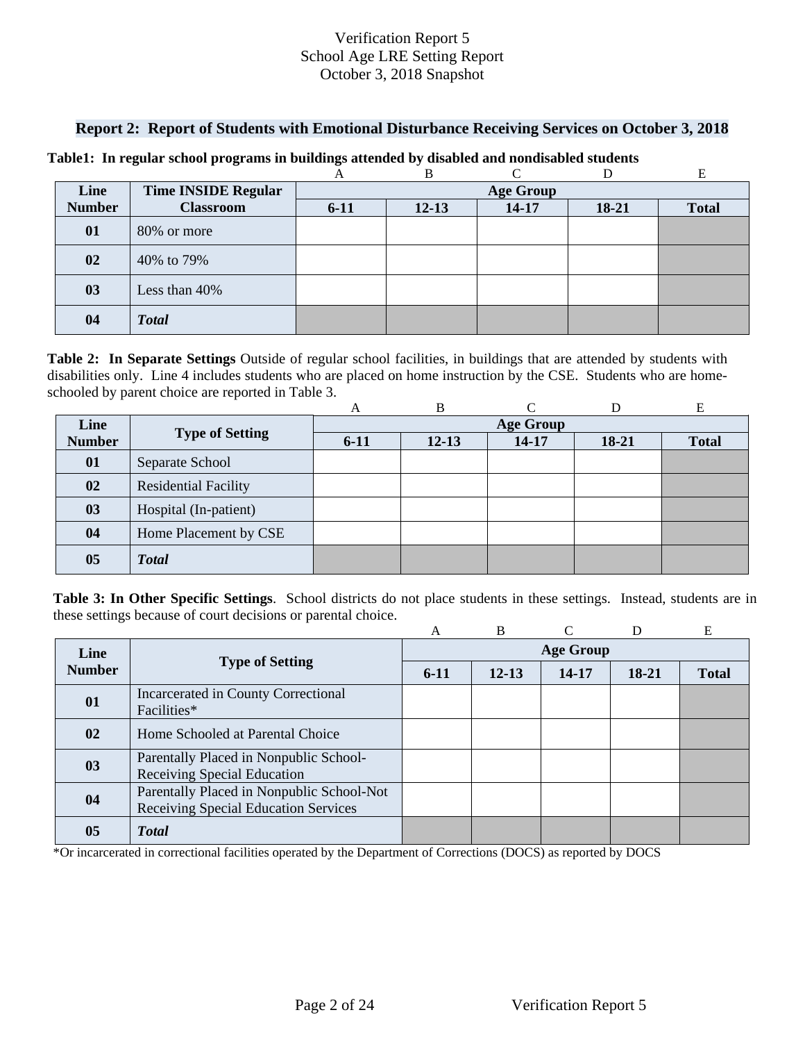# Verification Report 5
# School Age LRE Setting Report
# October 3, 2018 Snapshot

## Report 2: Report of Students with Emotional Disturbance Receiving Services on October 3, 2018

**Table1: In regular school programs in buildings attended by disabled and nondisabled students**

| | | A | B | C | D | E |
|---|---|---|---|---|---|---|
| **Line Number** | **Time INSIDE Regular Classroom** | **Age Group** | | | | |
| | | **6-11** | **12-13** | **14-17** | **18-21** | **Total** |
| **01** | 80% or more | | | | | |
| **02** | 40% to 79% | | | | | |
| **03** | Less than 40% | | | | | |
| **04** | ***Total*** | | | | | |

**Table 2: In Separate Settings** Outside of regular school facilities, in buildings that are attended by students with disabilities only. Line 4 includes students who are placed on home instruction by the CSE. Students who are home-schooled by parent choice are reported in Table 3.

| | | A | B | C | D | E |
|---|---|---|---|---|---|---|
| **Line Number** | **Type of Setting** | **Age Group** | | | | |
| | | **6-11** | **12-13** | **14-17** | **18-21** | **Total** |
| **01** | Separate School | | | | | |
| **02** | Residential Facility | | | | | |
| **03** | Hospital (In-patient) | | | | | |
| **04** | Home Placement by CSE | | | | | |
| **05** | ***Total*** | | | | | |

**Table 3: In Other Specific Settings**. School districts do not place students in these settings. Instead, students are in these settings because of court decisions or parental choice.

| | | A | B | C | D | E |
|---|---|---|---|---|---|---|
| **Line Number** | **Type of Setting** | **Age Group** | | | | |
| | | **6-11** | **12-13** | **14-17** | **18-21** | **Total** |
| **01** | Incarcerated in County Correctional Facilities* | | | | | |
| **02** | Home Schooled at Parental Choice | | | | | |
| **03** | Parentally Placed in Nonpublic School-Receiving Special Education | | | | | |
| **04** | Parentally Placed in Nonpublic School-Not Receiving Special Education Services | | | | | |
| **05** | ***Total*** | | | | | |

*Or incarcerated in correctional facilities operated by the Department of Corrections (DOCS) as reported by DOCS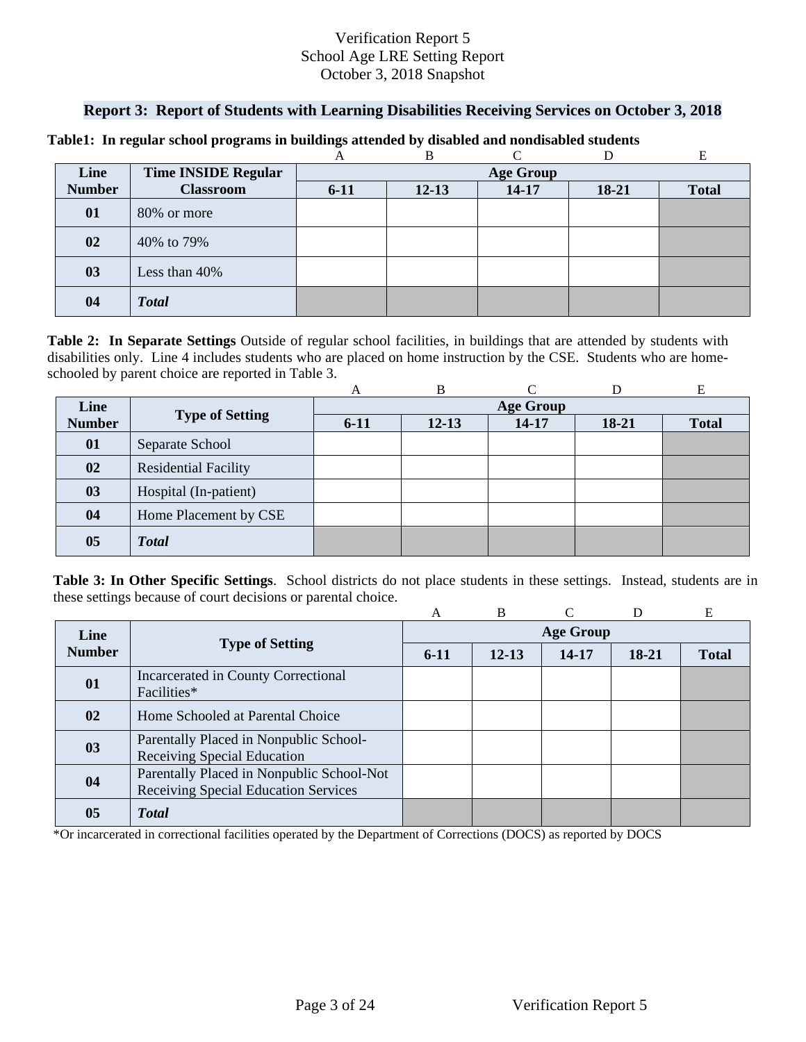Verification Report 5
School Age LRE Setting Report
October 3, 2018 Snapshot

## Report 3: Report of Students with Learning Disabilities Receiving Services on October 3, 2018

**Table1: In regular school programs in buildings attended by disabled and nondisabled students**

| | | A | B | C | D | E |
|---|---|---|---|---|---|---|
| **Line Number** | **Time INSIDE Regular Classroom** | **Age Group** | | | | |
| | | **6-11** | **12-13** | **14-17** | **18-21** | **Total** |
| **01** | 80% or more | | | | | |
| **02** | 40% to 79% | | | | | |
| **03** | Less than 40% | | | | | |
| **04** | ***Total*** | | | | | |

**Table 2: In Separate Settings** Outside of regular school facilities, in buildings that are attended by students with disabilities only. Line 4 includes students who are placed on home instruction by the CSE. Students who are home-schooled by parent choice are reported in Table 3.

| | | A | B | C | D | E |
|---|---|---|---|---|---|---|
| **Line Number** | **Type of Setting** | **Age Group** | | | | |
| | | **6-11** | **12-13** | **14-17** | **18-21** | **Total** |
| **01** | Separate School | | | | | |
| **02** | Residential Facility | | | | | |
| **03** | Hospital (In-patient) | | | | | |
| **04** | Home Placement by CSE | | | | | |
| **05** | ***Total*** | | | | | |

**Table 3: In Other Specific Settings**. School districts do not place students in these settings. Instead, students are in these settings because of court decisions or parental choice.

| | | A | B | C | D | E |
|---|---|---|---|---|---|---|
| **Line Number** | **Type of Setting** | **Age Group** | | | | |
| | | **6-11** | **12-13** | **14-17** | **18-21** | **Total** |
| **01** | Incarcerated in County Correctional Facilities* | | | | | |
| **02** | Home Schooled at Parental Choice | | | | | |
| **03** | Parentally Placed in Nonpublic School-Receiving Special Education | | | | | |
| **04** | Parentally Placed in Nonpublic School-Not Receiving Special Education Services | | | | | |
| **05** | ***Total*** | | | | | |

*Or incarcerated in correctional facilities operated by the Department of Corrections (DOCS) as reported by DOCS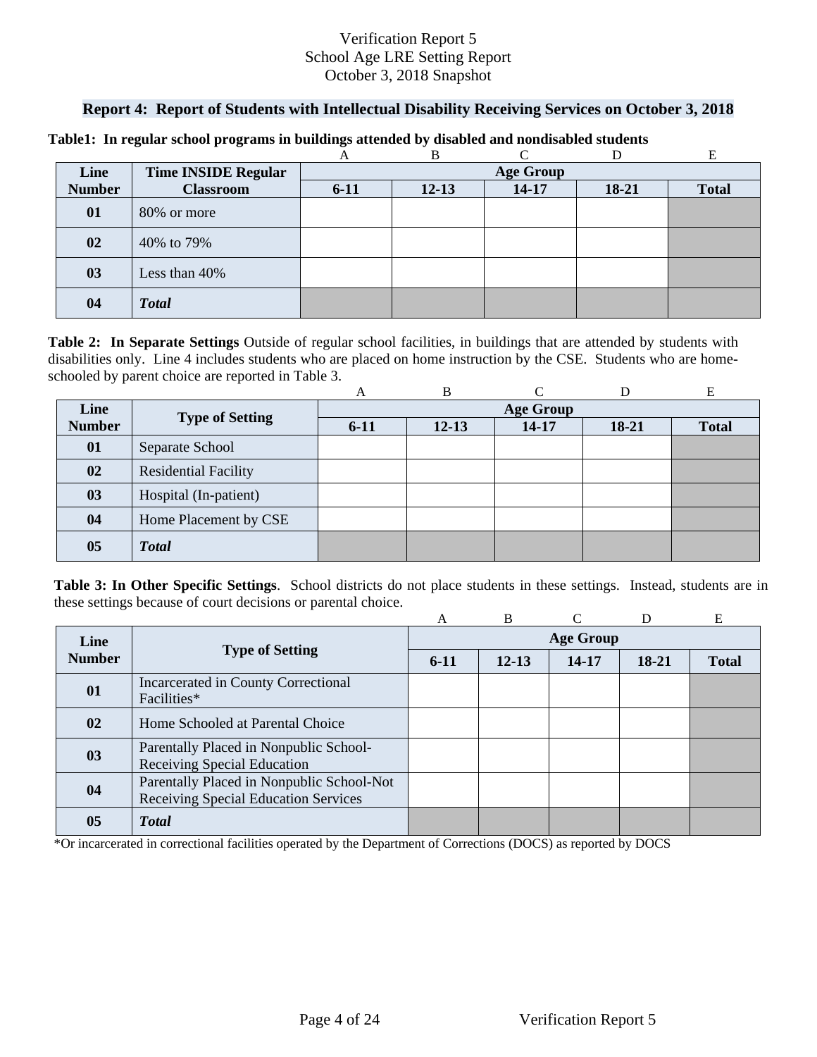Verification Report 5
School Age LRE Setting Report
October 3, 2018 Snapshot

## Report 4: Report of Students with Intellectual Disability Receiving Services on October 3, 2018

**Table1: In regular school programs in buildings attended by disabled and nondisabled students**

| | | A | B | C | D | E |
|---|---|---|---|---|---|---|
| **Line Number** | **Time INSIDE Regular Classroom** | **Age Group** | | | | |
| | | **6-11** | **12-13** | **14-17** | **18-21** | **Total** |
| **01** | 80% or more | | | | | |
| **02** | 40% to 79% | | | | | |
| **03** | Less than 40% | | | | | |
| **04** | ***Total*** | | | | | |

**Table 2: In Separate Settings** Outside of regular school facilities, in buildings that are attended by students with disabilities only. Line 4 includes students who are placed on home instruction by the CSE. Students who are home-schooled by parent choice are reported in Table 3.

| | | A | B | C | D | E |
|---|---|---|---|---|---|---|
| **Line Number** | **Type of Setting** | **Age Group** | | | | |
| | | **6-11** | **12-13** | **14-17** | **18-21** | **Total** |
| **01** | Separate School | | | | | |
| **02** | Residential Facility | | | | | |
| **03** | Hospital (In-patient) | | | | | |
| **04** | Home Placement by CSE | | | | | |
| **05** | ***Total*** | | | | | |

**Table 3: In Other Specific Settings**. School districts do not place students in these settings. Instead, students are in these settings because of court decisions or parental choice.

| | | A | B | C | D | E |
|---|---|---|---|---|---|---|
| **Line Number** | **Type of Setting** | **Age Group** | | | | |
| | | **6-11** | **12-13** | **14-17** | **18-21** | **Total** |
| **01** | Incarcerated in County Correctional Facilities* | | | | | |
| **02** | Home Schooled at Parental Choice | | | | | |
| **03** | Parentally Placed in Nonpublic School-Receiving Special Education | | | | | |
| **04** | Parentally Placed in Nonpublic School-Not Receiving Special Education Services | | | | | |
| **05** | ***Total*** | | | | | |

*Or incarcerated in correctional facilities operated by the Department of Corrections (DOCS) as reported by DOCS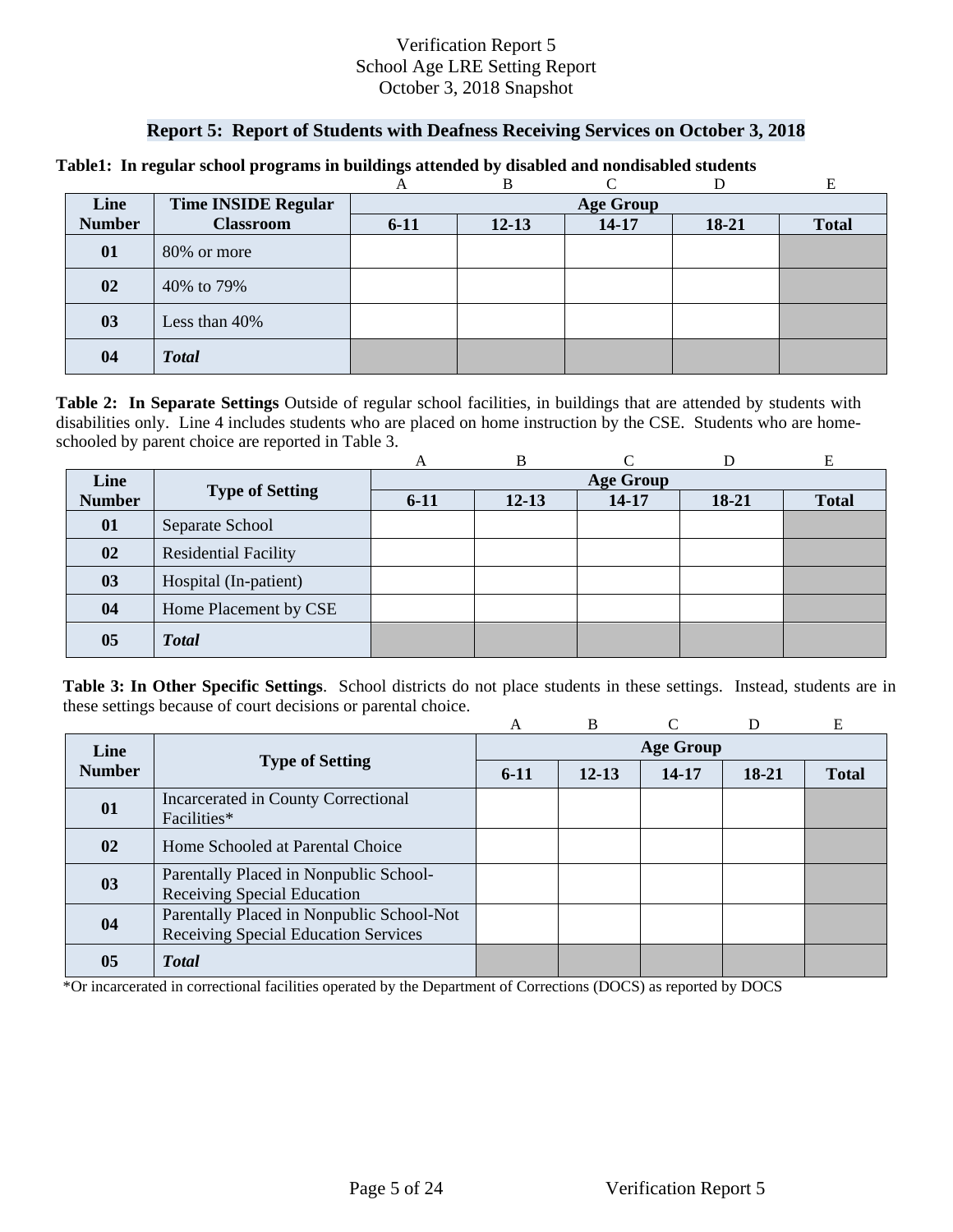Verification Report 5
School Age LRE Setting Report
October 3, 2018 Snapshot

## Report 5: Report of Students with Deafness Receiving Services on October 3, 2018

**Table1: In regular school programs in buildings attended by disabled and nondisabled students**

| | | A | B | C | D | E |
|---|---|---|---|---|---|---|
| **Line Number** | **Time INSIDE Regular Classroom** | **Age Group** | | | | |
| | | **6-11** | **12-13** | **14-17** | **18-21** | **Total** |
| **01** | 80% or more | | | | | |
| **02** | 40% to 79% | | | | | |
| **03** | Less than 40% | | | | | |
| **04** | ***Total*** | | | | | |

**Table 2: In Separate Settings** Outside of regular school facilities, in buildings that are attended by students with disabilities only. Line 4 includes students who are placed on home instruction by the CSE. Students who are home-schooled by parent choice are reported in Table 3.

| | | A | B | C | D | E |
|---|---|---|---|---|---|---|
| **Line Number** | **Type of Setting** | **Age Group** | | | | |
| | | **6-11** | **12-13** | **14-17** | **18-21** | **Total** |
| **01** | Separate School | | | | | |
| **02** | Residential Facility | | | | | |
| **03** | Hospital (In-patient) | | | | | |
| **04** | Home Placement by CSE | | | | | |
| **05** | ***Total*** | | | | | |

**Table 3: In Other Specific Settings**. School districts do not place students in these settings. Instead, students are in these settings because of court decisions or parental choice.

| | | A | B | C | D | E |
|---|---|---|---|---|---|---|
| **Line Number** | **Type of Setting** | **Age Group** | | | | |
| | | **6-11** | **12-13** | **14-17** | **18-21** | **Total** |
| **01** | Incarcerated in County Correctional Facilities* | | | | | |
| **02** | Home Schooled at Parental Choice | | | | | |
| **03** | Parentally Placed in Nonpublic School-Receiving Special Education | | | | | |
| **04** | Parentally Placed in Nonpublic School-Not Receiving Special Education Services | | | | | |
| **05** | ***Total*** | | | | | |

*Or incarcerated in correctional facilities operated by the Department of Corrections (DOCS) as reported by DOCS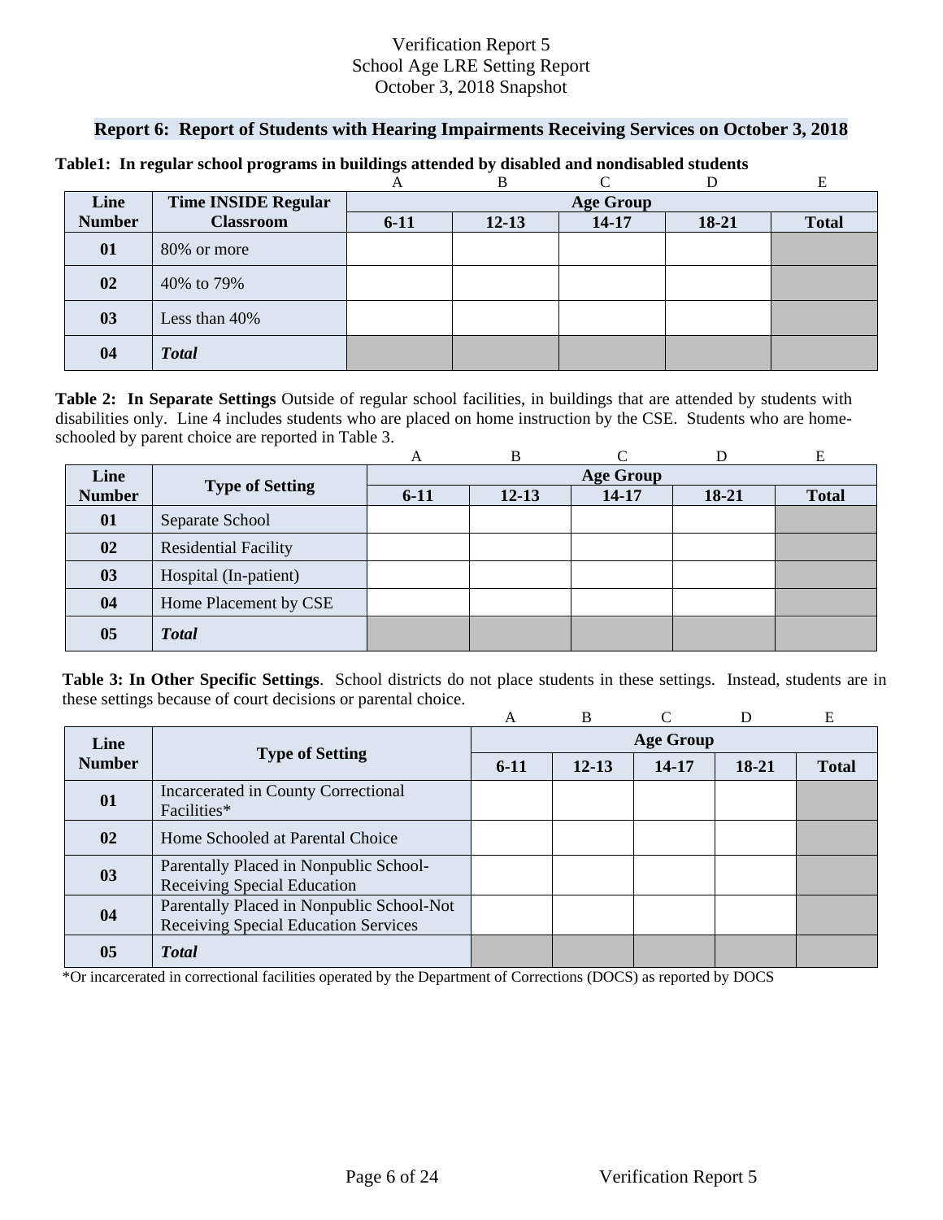Verification Report 5
School Age LRE Setting Report
October 3, 2018 Snapshot

## Report 6: Report of Students with Hearing Impairments Receiving Services on October 3, 2018

**Table1: In regular school programs in buildings attended by disabled and nondisabled students**

| | | A | B | C | D | E |
|---|---|---|---|---|---|---|
| **Line Number** | **Time INSIDE Regular Classroom** | **Age Group** | | | | |
| | | **6-11** | **12-13** | **14-17** | **18-21** | **Total** |
| **01** | 80% or more | | | | | |
| **02** | 40% to 79% | | | | | |
| **03** | Less than 40% | | | | | |
| **04** | ***Total*** | | | | | |

**Table 2: In Separate Settings** Outside of regular school facilities, in buildings that are attended by students with disabilities only. Line 4 includes students who are placed on home instruction by the CSE. Students who are home-schooled by parent choice are reported in Table 3.

| | | A | B | C | D | E |
|---|---|---|---|---|---|---|
| **Line Number** | **Type of Setting** | **Age Group** | | | | |
| | | **6-11** | **12-13** | **14-17** | **18-21** | **Total** |
| **01** | Separate School | | | | | |
| **02** | Residential Facility | | | | | |
| **03** | Hospital (In-patient) | | | | | |
| **04** | Home Placement by CSE | | | | | |
| **05** | ***Total*** | | | | | |

**Table 3: In Other Specific Settings**. School districts do not place students in these settings. Instead, students are in these settings because of court decisions or parental choice.

| | | A | B | C | D | E |
|---|---|---|---|---|---|---|
| **Line Number** | **Type of Setting** | **Age Group** | | | | |
| | | **6-11** | **12-13** | **14-17** | **18-21** | **Total** |
| **01** | Incarcerated in County Correctional Facilities* | | | | | |
| **02** | Home Schooled at Parental Choice | | | | | |
| **03** | Parentally Placed in Nonpublic School-Receiving Special Education | | | | | |
| **04** | Parentally Placed in Nonpublic School-Not Receiving Special Education Services | | | | | |
| **05** | ***Total*** | | | | | |

*Or incarcerated in correctional facilities operated by the Department of Corrections (DOCS) as reported by DOCS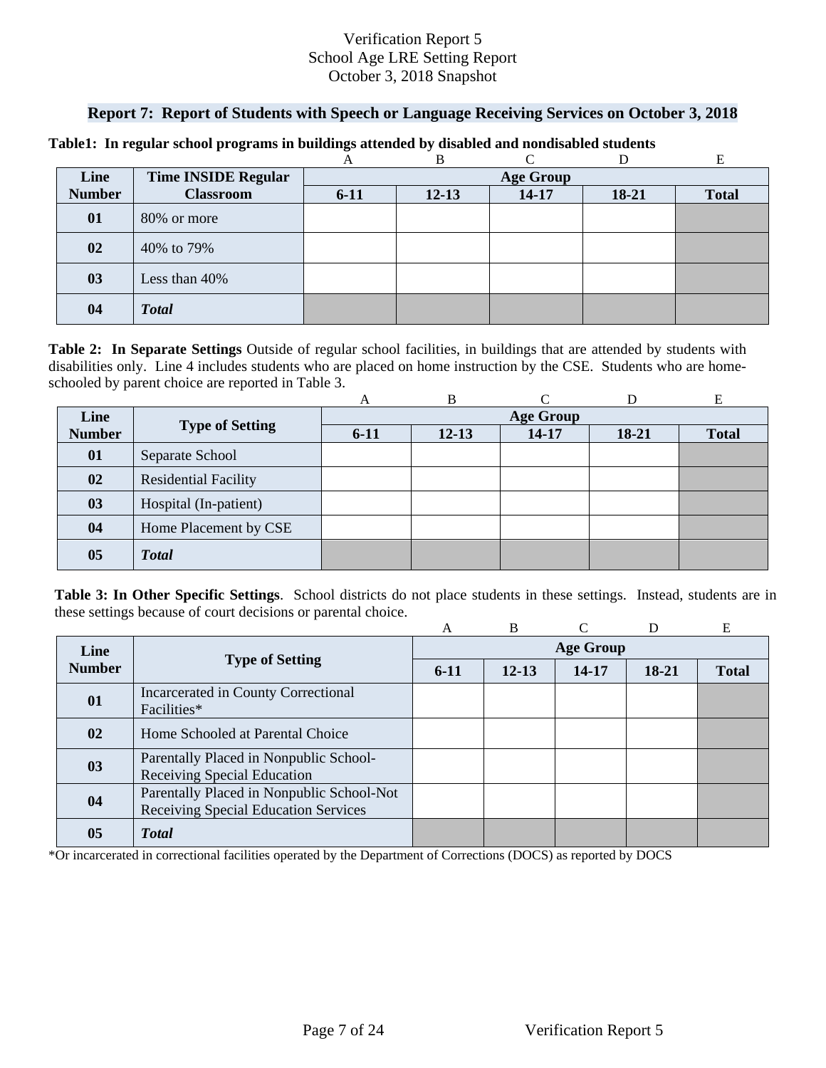Verification Report 5
School Age LRE Setting Report
October 3, 2018 Snapshot

## Report 7: Report of Students with Speech or Language Receiving Services on October 3, 2018

**Table1: In regular school programs in buildings attended by disabled and nondisabled students**

| | | A | B | C | D | E |
|---|---|---|---|---|---|---|
| **Line Number** | **Time INSIDE Regular Classroom** | **Age Group** | | | | |
| | | **6-11** | **12-13** | **14-17** | **18-21** | **Total** |
| **01** | 80% or more | | | | | |
| **02** | 40% to 79% | | | | | |
| **03** | Less than 40% | | | | | |
| **04** | ***Total*** | | | | | |

**Table 2: In Separate Settings** Outside of regular school facilities, in buildings that are attended by students with disabilities only. Line 4 includes students who are placed on home instruction by the CSE. Students who are home-schooled by parent choice are reported in Table 3.

| | | A | B | C | D | E |
|---|---|---|---|---|---|---|
| **Line Number** | **Type of Setting** | **Age Group** | | | | |
| | | **6-11** | **12-13** | **14-17** | **18-21** | **Total** |
| **01** | Separate School | | | | | |
| **02** | Residential Facility | | | | | |
| **03** | Hospital (In-patient) | | | | | |
| **04** | Home Placement by CSE | | | | | |
| **05** | ***Total*** | | | | | |

**Table 3: In Other Specific Settings**. School districts do not place students in these settings. Instead, students are in these settings because of court decisions or parental choice.

| | | A | B | C | D | E |
|---|---|---|---|---|---|---|
| **Line Number** | **Type of Setting** | **Age Group** | | | | |
| | | **6-11** | **12-13** | **14-17** | **18-21** | **Total** |
| **01** | Incarcerated in County Correctional Facilities* | | | | | |
| **02** | Home Schooled at Parental Choice | | | | | |
| **03** | Parentally Placed in Nonpublic School-Receiving Special Education | | | | | |
| **04** | Parentally Placed in Nonpublic School-Not Receiving Special Education Services | | | | | |
| **05** | ***Total*** | | | | | |

*Or incarcerated in correctional facilities operated by the Department of Corrections (DOCS) as reported by DOCS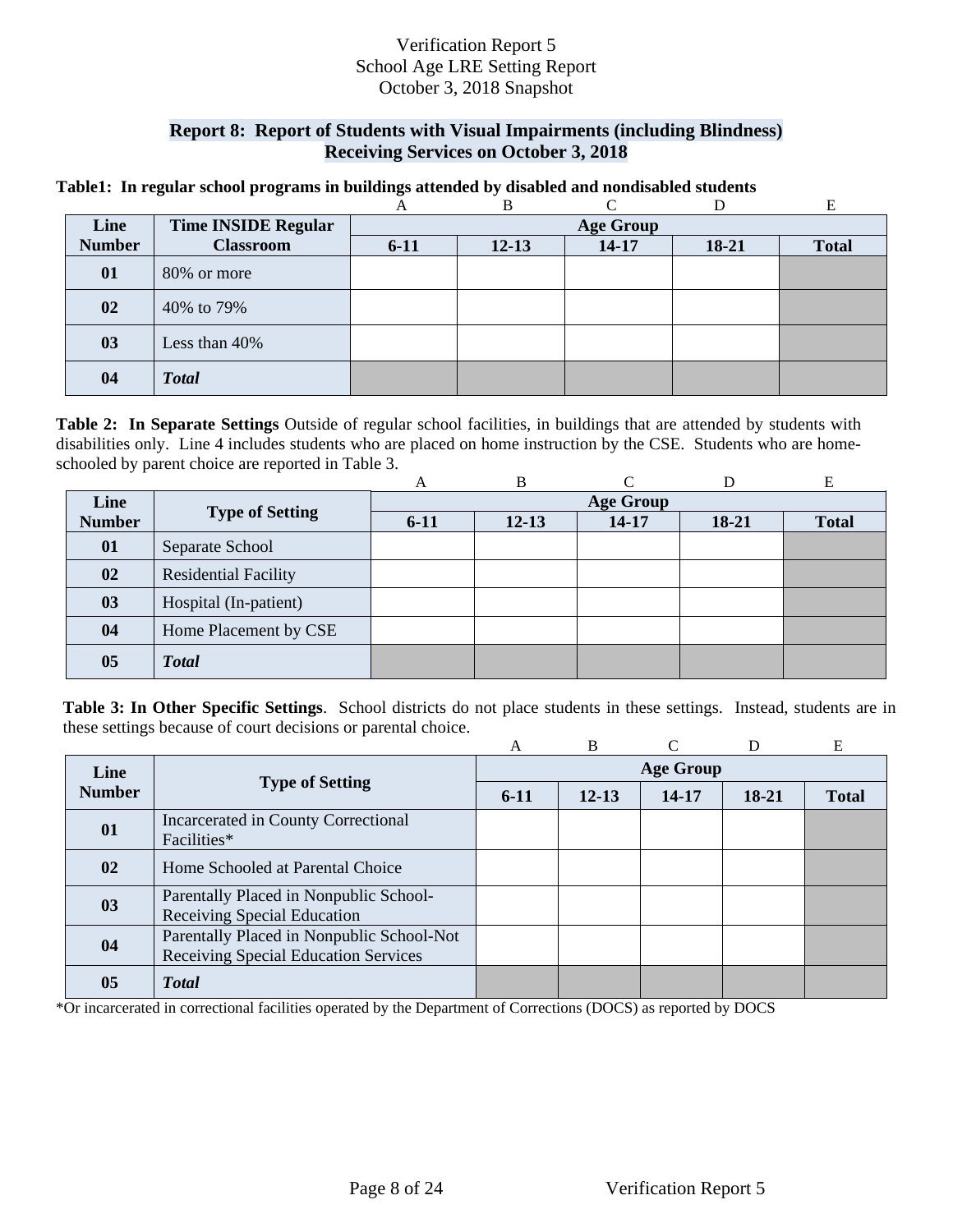Verification Report 5
School Age LRE Setting Report
October 3, 2018 Snapshot

## Report 8: Report of Students with Visual Impairments (including Blindness) Receiving Services on October 3, 2018

**Table1: In regular school programs in buildings attended by disabled and nondisabled students**

| | | A | B | C | D | E |
|---|---|---|---|---|---|---|
| **Line Number** | **Time INSIDE Regular Classroom** | **Age Group** | | | | |
| | | **6-11** | **12-13** | **14-17** | **18-21** | **Total** |
| **01** | 80% or more | | | | | |
| **02** | 40% to 79% | | | | | |
| **03** | Less than 40% | | | | | |
| **04** | ***Total*** | | | | | |

**Table 2: In Separate Settings** Outside of regular school facilities, in buildings that are attended by students with disabilities only. Line 4 includes students who are placed on home instruction by the CSE. Students who are home-schooled by parent choice are reported in Table 3.

| | | A | B | C | D | E |
|---|---|---|---|---|---|---|
| **Line Number** | **Type of Setting** | **Age Group** | | | | |
| | | **6-11** | **12-13** | **14-17** | **18-21** | **Total** |
| **01** | Separate School | | | | | |
| **02** | Residential Facility | | | | | |
| **03** | Hospital (In-patient) | | | | | |
| **04** | Home Placement by CSE | | | | | |
| **05** | ***Total*** | | | | | |

**Table 3: In Other Specific Settings**. School districts do not place students in these settings. Instead, students are in these settings because of court decisions or parental choice.

| | | A | B | C | D | E |
|---|---|---|---|---|---|---|
| **Line Number** | **Type of Setting** | **Age Group** | | | | |
| | | **6-11** | **12-13** | **14-17** | **18-21** | **Total** |
| **01** | Incarcerated in County Correctional Facilities* | | | | | |
| **02** | Home Schooled at Parental Choice | | | | | |
| **03** | Parentally Placed in Nonpublic School-Receiving Special Education | | | | | |
| **04** | Parentally Placed in Nonpublic School-Not Receiving Special Education Services | | | | | |
| **05** | ***Total*** | | | | | |

*Or incarcerated in correctional facilities operated by the Department of Corrections (DOCS) as reported by DOCS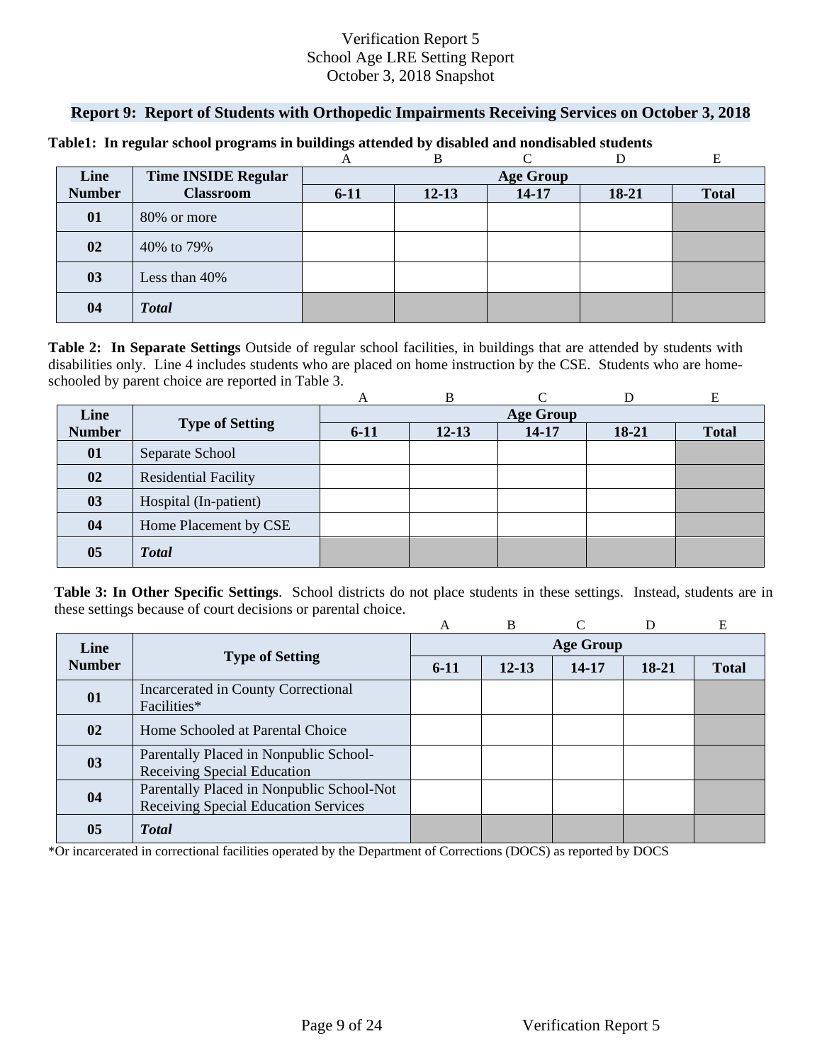Verification Report 5
School Age LRE Setting Report
October 3, 2018 Snapshot

## Report 9: Report of Students with Orthopedic Impairments Receiving Services on October 3, 2018

**Table1: In regular school programs in buildings attended by disabled and nondisabled students**

| | | A | B | C | D | E |
|---|---|---|---|---|---|---|
| **Line Number** | **Time INSIDE Regular Classroom** | **Age Group** | | | | |
| | | **6-11** | **12-13** | **14-17** | **18-21** | **Total** |
| **01** | 80% or more | | | | | |
| **02** | 40% to 79% | | | | | |
| **03** | Less than 40% | | | | | |
| **04** | ***Total*** | | | | | |

**Table 2: In Separate Settings** Outside of regular school facilities, in buildings that are attended by students with disabilities only. Line 4 includes students who are placed on home instruction by the CSE. Students who are home-schooled by parent choice are reported in Table 3.

| | | A | B | C | D | E |
|---|---|---|---|---|---|---|
| **Line Number** | **Type of Setting** | **Age Group** | | | | |
| | | **6-11** | **12-13** | **14-17** | **18-21** | **Total** |
| **01** | Separate School | | | | | |
| **02** | Residential Facility | | | | | |
| **03** | Hospital (In-patient) | | | | | |
| **04** | Home Placement by CSE | | | | | |
| **05** | ***Total*** | | | | | |

**Table 3: In Other Specific Settings**. School districts do not place students in these settings. Instead, students are in these settings because of court decisions or parental choice.

| | | A | B | C | D | E |
|---|---|---|---|---|---|---|
| **Line Number** | **Type of Setting** | **Age Group** | | | | |
| | | **6-11** | **12-13** | **14-17** | **18-21** | **Total** |
| **01** | Incarcerated in County Correctional Facilities* | | | | | |
| **02** | Home Schooled at Parental Choice | | | | | |
| **03** | Parentally Placed in Nonpublic School-Receiving Special Education | | | | | |
| **04** | Parentally Placed in Nonpublic School-Not Receiving Special Education Services | | | | | |
| **05** | ***Total*** | | | | | |

*Or incarcerated in correctional facilities operated by the Department of Corrections (DOCS) as reported by DOCS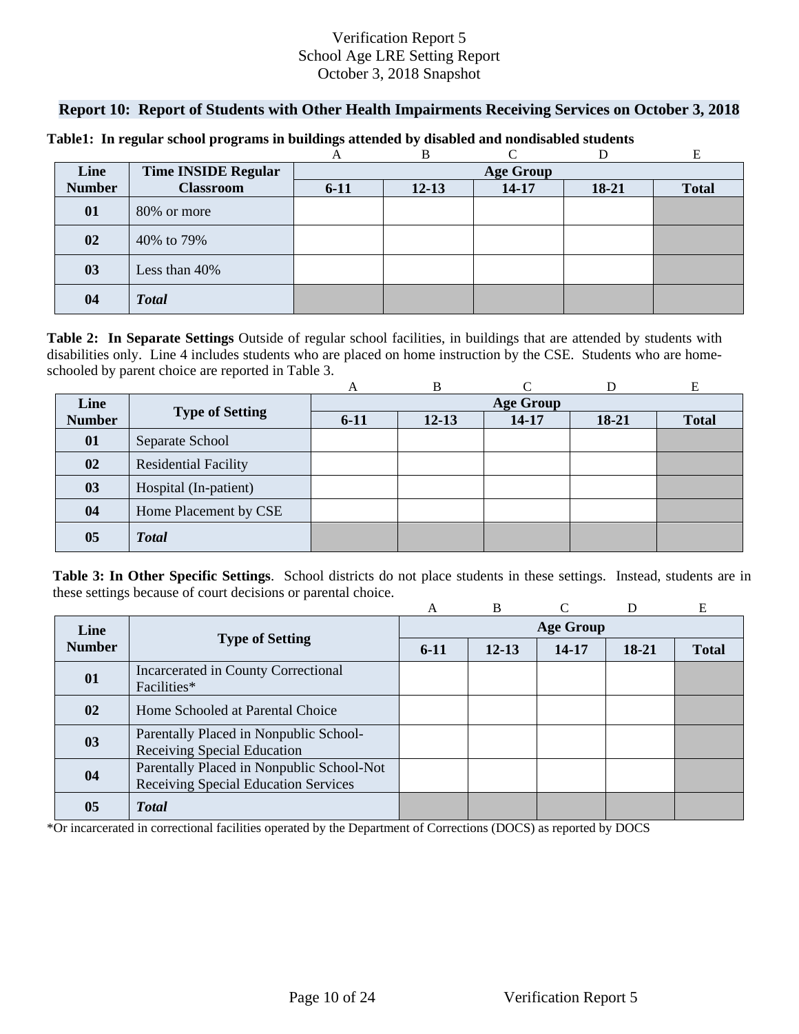Verification Report 5
School Age LRE Setting Report
October 3, 2018 Snapshot

## Report 10: Report of Students with Other Health Impairments Receiving Services on October 3, 2018

**Table1: In regular school programs in buildings attended by disabled and nondisabled students**

| Line Number | Time INSIDE Regular Classroom | A | B | C | D | E |
|---|---|---|---|---|---|---|
| | | Age Group | | | | |
| | | 6-11 | 12-13 | 14-17 | 18-21 | Total |
| **01** | 80% or more | | | | | |
| **02** | 40% to 79% | | | | | |
| **03** | Less than 40% | | | | | |
| **04** | ***Total*** | | | | | |

**Table 2: In Separate Settings** Outside of regular school facilities, in buildings that are attended by students with disabilities only. Line 4 includes students who are placed on home instruction by the CSE. Students who are home-schooled by parent choice are reported in Table 3.

| Line Number | Type of Setting | A | B | C | D | E |
|---|---|---|---|---|---|---|
| | | Age Group | | | | |
| | | 6-11 | 12-13 | 14-17 | 18-21 | Total |
| **01** | Separate School | | | | | |
| **02** | Residential Facility | | | | | |
| **03** | Hospital (In-patient) | | | | | |
| **04** | Home Placement by CSE | | | | | |
| **05** | ***Total*** | | | | | |

**Table 3: In Other Specific Settings**. School districts do not place students in these settings. Instead, students are in these settings because of court decisions or parental choice.

| Line Number | Type of Setting | A | B | C | D | E |
|---|---|---|---|---|---|---|
| | | Age Group | | | | |
| | | 6-11 | 12-13 | 14-17 | 18-21 | Total |
| **01** | Incarcerated in County Correctional Facilities* | | | | | |
| **02** | Home Schooled at Parental Choice | | | | | |
| **03** | Parentally Placed in Nonpublic School-Receiving Special Education | | | | | |
| **04** | Parentally Placed in Nonpublic School-Not Receiving Special Education Services | | | | | |
| **05** | ***Total*** | | | | | |

*Or incarcerated in correctional facilities operated by the Department of Corrections (DOCS) as reported by DOCS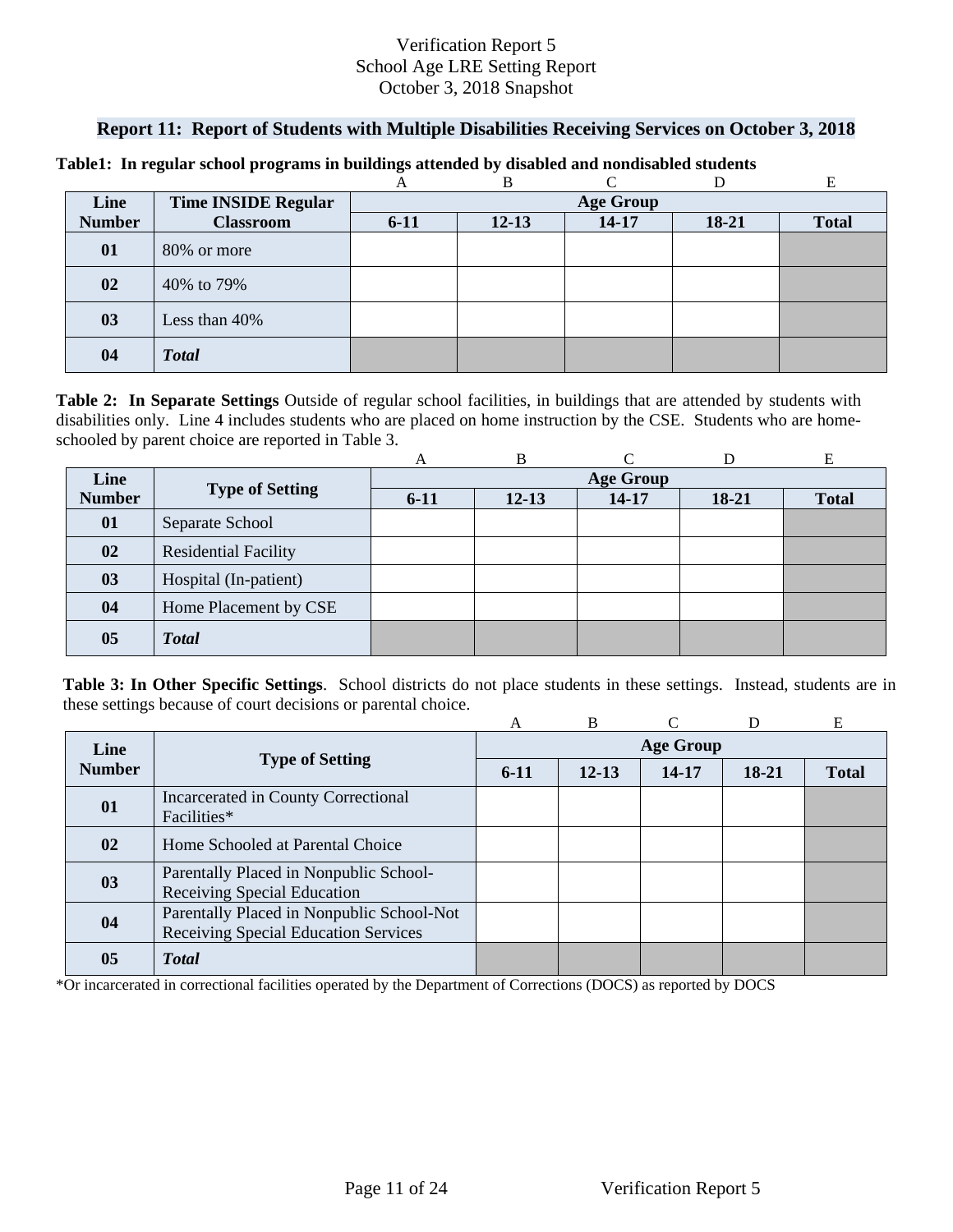Verification Report 5
School Age LRE Setting Report
October 3, 2018 Snapshot

## Report 11: Report of Students with Multiple Disabilities Receiving Services on October 3, 2018

**Table1: In regular school programs in buildings attended by disabled and nondisabled students**

| | | A | B | C | D | E |
|---|---|---|---|---|---|---|
| **Line Number** | **Time INSIDE Regular Classroom** | **Age Group** | | | | |
| | | **6-11** | **12-13** | **14-17** | **18-21** | **Total** |
| **01** | 80% or more | | | | | |
| **02** | 40% to 79% | | | | | |
| **03** | Less than 40% | | | | | |
| **04** | ***Total*** | | | | | |

**Table 2: In Separate Settings** Outside of regular school facilities, in buildings that are attended by students with disabilities only. Line 4 includes students who are placed on home instruction by the CSE. Students who are home-schooled by parent choice are reported in Table 3.

| | | A | B | C | D | E |
|---|---|---|---|---|---|---|
| **Line Number** | **Type of Setting** | **Age Group** | | | | |
| | | **6-11** | **12-13** | **14-17** | **18-21** | **Total** |
| **01** | Separate School | | | | | |
| **02** | Residential Facility | | | | | |
| **03** | Hospital (In-patient) | | | | | |
| **04** | Home Placement by CSE | | | | | |
| **05** | ***Total*** | | | | | |

**Table 3: In Other Specific Settings**. School districts do not place students in these settings. Instead, students are in these settings because of court decisions or parental choice.

| | | A | B | C | D | E |
|---|---|---|---|---|---|---|
| **Line Number** | **Type of Setting** | **Age Group** | | | | |
| | | **6-11** | **12-13** | **14-17** | **18-21** | **Total** |
| **01** | Incarcerated in County Correctional Facilities* | | | | | |
| **02** | Home Schooled at Parental Choice | | | | | |
| **03** | Parentally Placed in Nonpublic School-Receiving Special Education | | | | | |
| **04** | Parentally Placed in Nonpublic School-Not Receiving Special Education Services | | | | | |
| **05** | ***Total*** | | | | | |

*Or incarcerated in correctional facilities operated by the Department of Corrections (DOCS) as reported by DOCS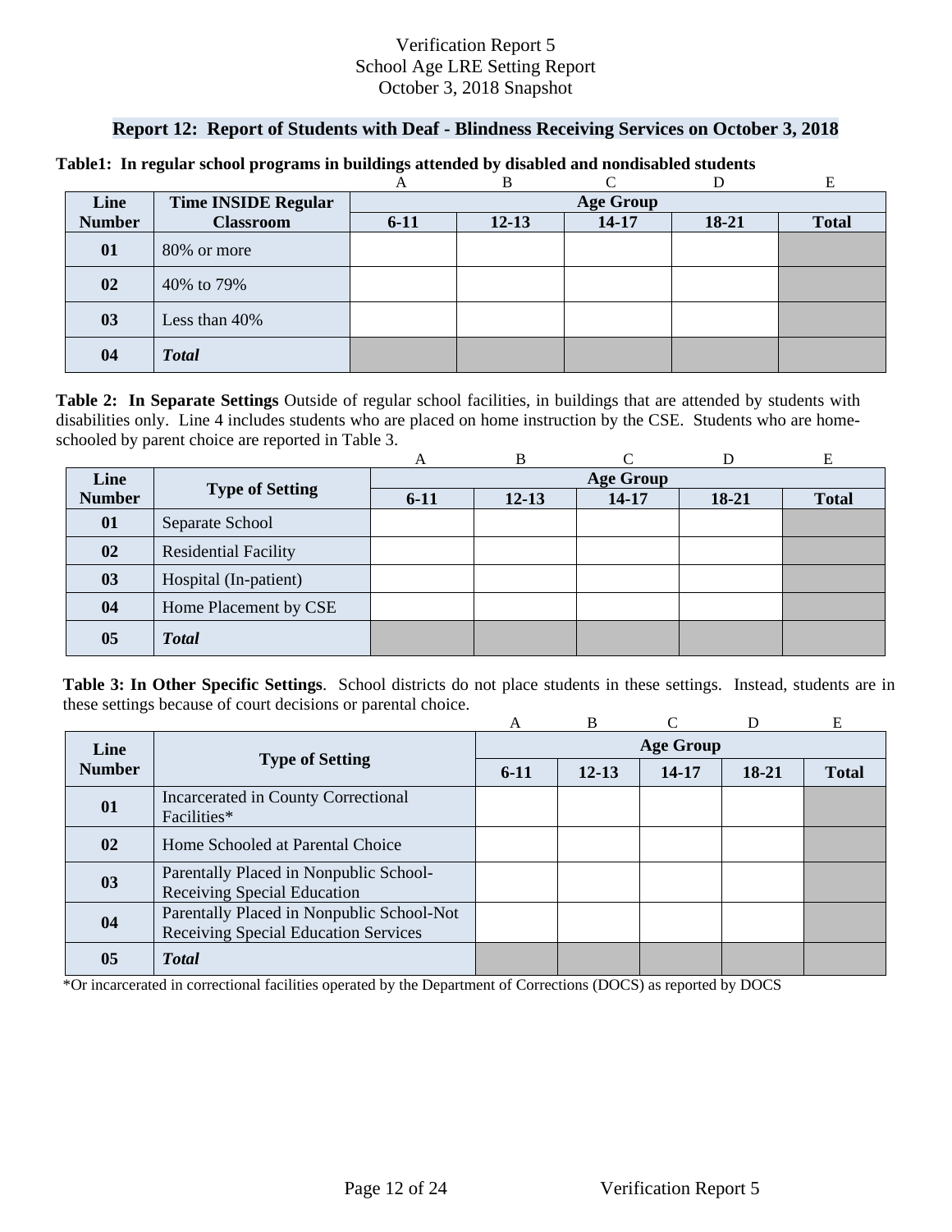Verification Report 5
School Age LRE Setting Report
October 3, 2018 Snapshot

## Report 12: Report of Students with Deaf - Blindness Receiving Services on October 3, 2018

**Table1: In regular school programs in buildings attended by disabled and nondisabled students**

| | | A | B | C | D | E |
|---|---|---|---|---|---|---|
| **Line Number** | **Time INSIDE Regular Classroom** | **Age Group** | | | | |
| | | **6-11** | **12-13** | **14-17** | **18-21** | **Total** |
| **01** | 80% or more | | | | | |
| **02** | 40% to 79% | | | | | |
| **03** | Less than 40% | | | | | |
| **04** | ***Total*** | | | | | |

**Table 2: In Separate Settings** Outside of regular school facilities, in buildings that are attended by students with disabilities only. Line 4 includes students who are placed on home instruction by the CSE. Students who are home-schooled by parent choice are reported in Table 3.

| | | A | B | C | D | E |
|---|---|---|---|---|---|---|
| **Line Number** | **Type of Setting** | **Age Group** | | | | |
| | | **6-11** | **12-13** | **14-17** | **18-21** | **Total** |
| **01** | Separate School | | | | | |
| **02** | Residential Facility | | | | | |
| **03** | Hospital (In-patient) | | | | | |
| **04** | Home Placement by CSE | | | | | |
| **05** | ***Total*** | | | | | |

**Table 3: In Other Specific Settings**. School districts do not place students in these settings. Instead, students are in these settings because of court decisions or parental choice.

| | | A | B | C | D | E |
|---|---|---|---|---|---|---|
| **Line Number** | **Type of Setting** | **Age Group** | | | | |
| | | **6-11** | **12-13** | **14-17** | **18-21** | **Total** |
| **01** | Incarcerated in County Correctional Facilities* | | | | | |
| **02** | Home Schooled at Parental Choice | | | | | |
| **03** | Parentally Placed in Nonpublic School-Receiving Special Education | | | | | |
| **04** | Parentally Placed in Nonpublic School-Not Receiving Special Education Services | | | | | |
| **05** | ***Total*** | | | | | |

*Or incarcerated in correctional facilities operated by the Department of Corrections (DOCS) as reported by DOCS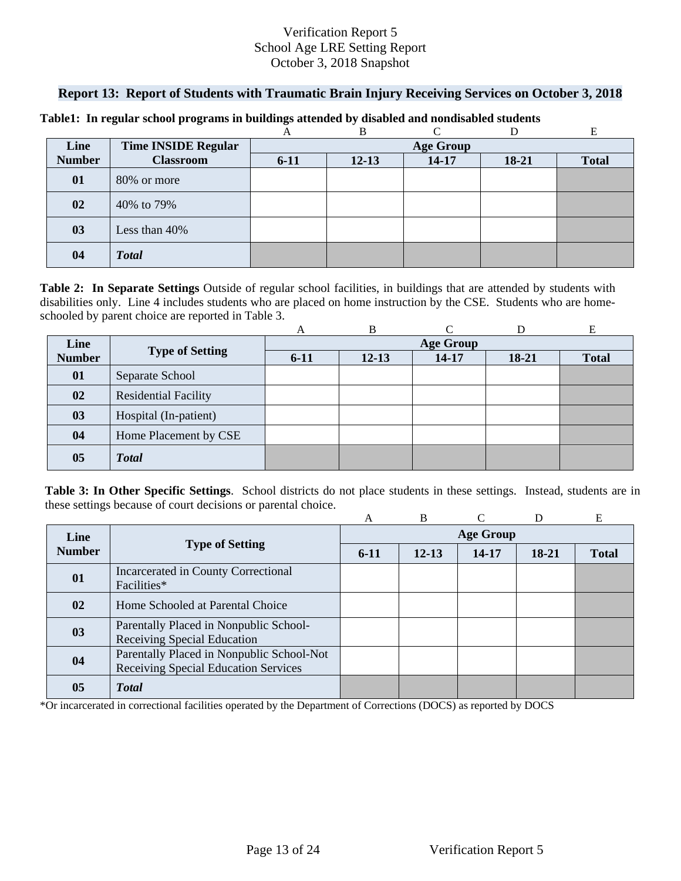Verification Report 5
School Age LRE Setting Report
October 3, 2018 Snapshot

## Report 13: Report of Students with Traumatic Brain Injury Receiving Services on October 3, 2018

**Table1: In regular school programs in buildings attended by disabled and nondisabled students**

| | | A | B | C | D | E |
|---|---|---|---|---|---|---|
| **Line Number** | **Time INSIDE Regular Classroom** | **Age Group** | | | | |
| | | **6-11** | **12-13** | **14-17** | **18-21** | **Total** |
| **01** | 80% or more | | | | | |
| **02** | 40% to 79% | | | | | |
| **03** | Less than 40% | | | | | |
| **04** | ***Total*** | | | | | |

**Table 2: In Separate Settings** Outside of regular school facilities, in buildings that are attended by students with disabilities only. Line 4 includes students who are placed on home instruction by the CSE. Students who are home-schooled by parent choice are reported in Table 3.

| | | A | B | C | D | E |
|---|---|---|---|---|---|---|
| **Line Number** | **Type of Setting** | **Age Group** | | | | |
| | | **6-11** | **12-13** | **14-17** | **18-21** | **Total** |
| **01** | Separate School | | | | | |
| **02** | Residential Facility | | | | | |
| **03** | Hospital (In-patient) | | | | | |
| **04** | Home Placement by CSE | | | | | |
| **05** | ***Total*** | | | | | |

**Table 3: In Other Specific Settings**. School districts do not place students in these settings. Instead, students are in these settings because of court decisions or parental choice.

| | | A | B | C | D | E |
|---|---|---|---|---|---|---|
| **Line Number** | **Type of Setting** | **Age Group** | | | | |
| | | **6-11** | **12-13** | **14-17** | **18-21** | **Total** |
| **01** | Incarcerated in County Correctional Facilities* | | | | | |
| **02** | Home Schooled at Parental Choice | | | | | |
| **03** | Parentally Placed in Nonpublic School-Receiving Special Education | | | | | |
| **04** | Parentally Placed in Nonpublic School-Not Receiving Special Education Services | | | | | |
| **05** | ***Total*** | | | | | |

*Or incarcerated in correctional facilities operated by the Department of Corrections (DOCS) as reported by DOCS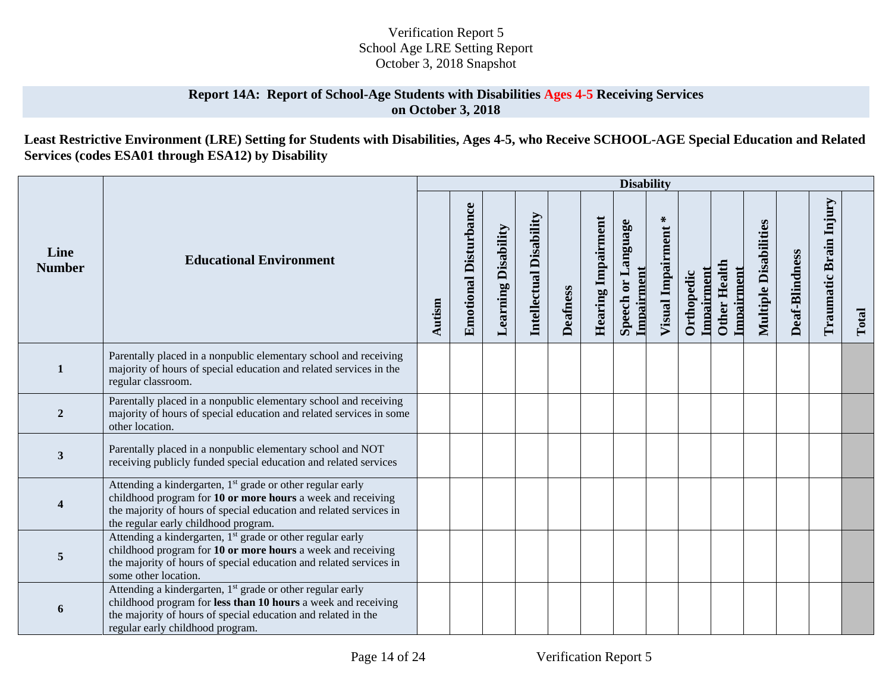Verification Report 5
School Age LRE Setting Report
October 3, 2018 Snapshot

## Report 14A: Report of School-Age Students with Disabilities Ages 4-5 Receiving Services on October 3, 2018

**Least Restrictive Environment (LRE) Setting for Students with Disabilities, Ages 4-5, who Receive SCHOOL-AGE Special Education and Related Services (codes ESA01 through ESA12) by Disability**

| Line Number | Educational Environment | Disability | | | | | | | | | | | | | |
|---|---|---|---|---|---|---|---|---|---|---|---|---|---|---|---|
| | | Autism | Emotional Disturbance | Learning Disability | Intellectual Disability | Deafness | Hearing Impairment | Speech or Language Impairment | Visual Impairment * | Orthopedic Impairment | Other Health Impairment | Multiple Disabilities | Deaf-Blindness | Traumatic Brain Injury | Total |
| 1 | Parentally placed in a nonpublic elementary school and receiving majority of hours of special education and related services in the regular classroom. | | | | | | | | | | | | | | |
| 2 | Parentally placed in a nonpublic elementary school and receiving majority of hours of special education and related services in some other location. | | | | | | | | | | | | | | |
| 3 | Parentally placed in a nonpublic elementary school and NOT receiving publicly funded special education and related services | | | | | | | | | | | | | | |
| 4 | Attending a kindergarten, 1st grade or other regular early childhood program for **10 or more hours** a week and receiving the majority of hours of special education and related services in the regular early childhood program. | | | | | | | | | | | | | | |
| 5 | Attending a kindergarten, 1st grade or other regular early childhood program for **10 or more hours** a week and receiving the majority of hours of special education and related services in some other location. | | | | | | | | | | | | | | |
| 6 | Attending a kindergarten, 1st grade or other regular early childhood program for **less than 10 hours** a week and receiving the majority of hours of special education and related in the regular early childhood program. | | | | | | | | | | | | | | |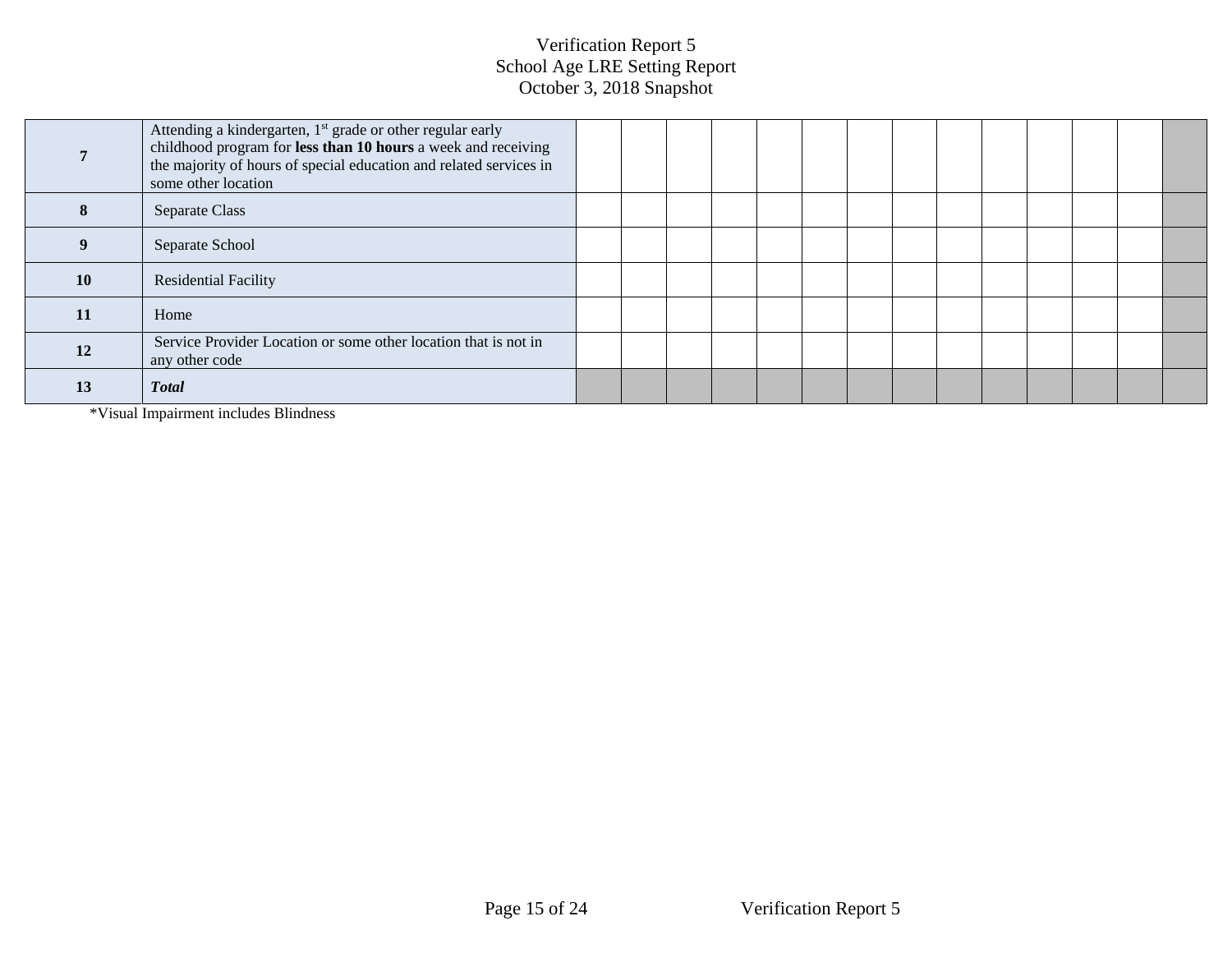# Verification Report 5
## School Age LRE Setting Report
## October 3, 2018 Snapshot

| | | | | | | | | | | | | | | | |
|---|---|---|---|---|---|---|---|---|---|---|---|---|---|---|---|
| **7** | Attending a kindergarten, 1st grade or other regular early childhood program for **less than 10 hours** a week and receiving the majority of hours of special education and related services in some other location | | | | | | | | | | | | | | |
| **8** | Separate Class | | | | | | | | | | | | | | |
| **9** | Separate School | | | | | | | | | | | | | | |
| **10** | Residential Facility | | | | | | | | | | | | | | |
| **11** | Home | | | | | | | | | | | | | | |
| **12** | Service Provider Location or some other location that is not in any other code | | | | | | | | | | | | | | |
| **13** | ***Total*** | | | | | | | | | | | | | | |

*Visual Impairment includes Blindness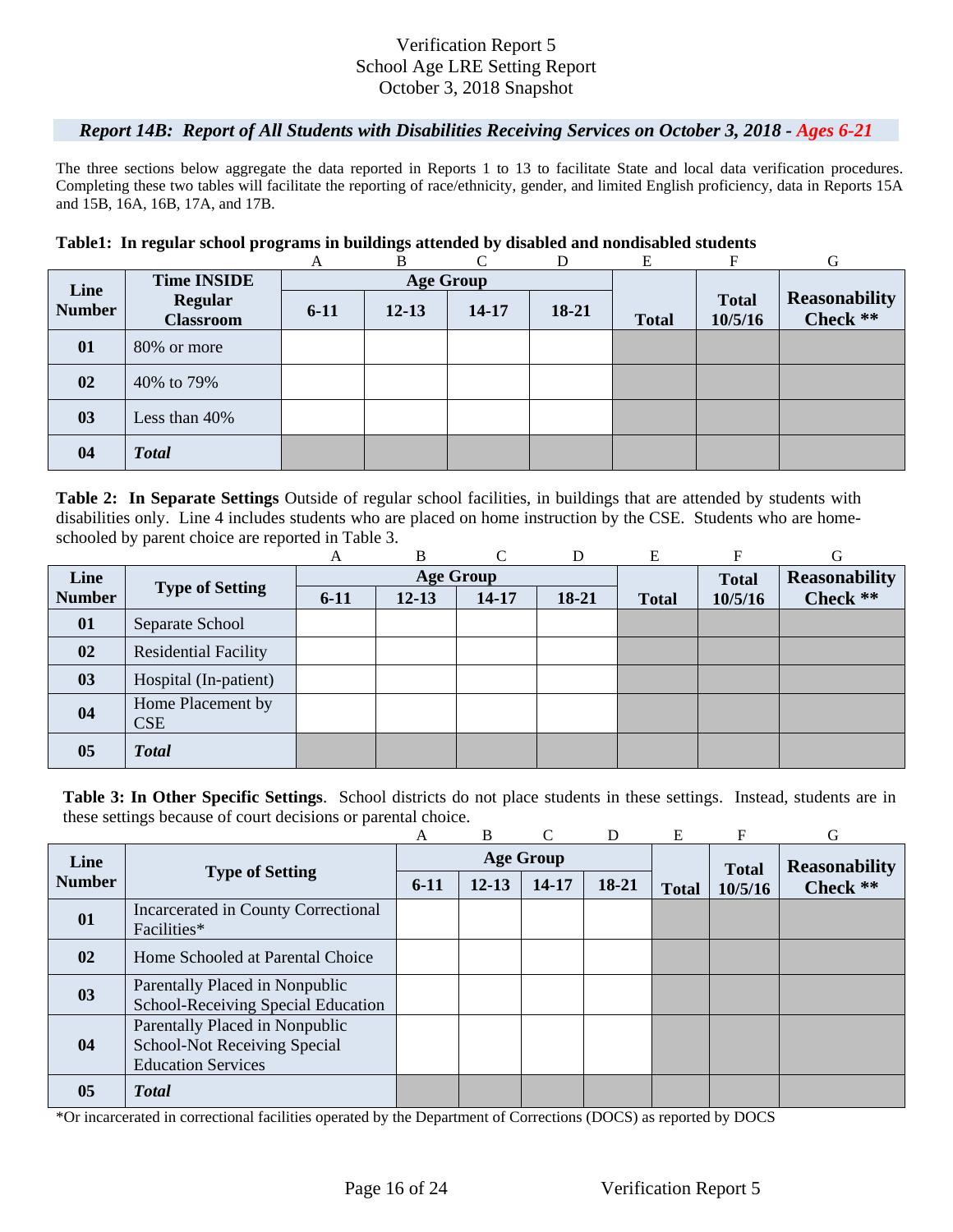Verification Report 5
School Age LRE Setting Report
October 3, 2018 Snapshot

### *Report 14B: Report of All Students with Disabilities Receiving Services on October 3, 2018 - Ages 6-21*

The three sections below aggregate the data reported in Reports 1 to 13 to facilitate State and local data verification procedures. Completing these two tables will facilitate the reporting of race/ethnicity, gender, and limited English proficiency, data in Reports 15A and 15B, 16A, 16B, 17A, and 17B.

**Table1: In regular school programs in buildings attended by disabled and nondisabled students**

| | | A | B | C | D | E | F | G |
|---|---|---|---|---|---|---|---|---|
| **Line Number** | **Time INSIDE Regular Classroom** | **Age Group** | | | | | | |
| | | **6-11** | **12-13** | **14-17** | **18-21** | **Total** | **Total 10/5/16** | **Reasonability Check \*\*** |
| **01** | 80% or more | | | | | | | |
| **02** | 40% to 79% | | | | | | | |
| **03** | Less than 40% | | | | | | | |
| **04** | ***Total*** | | | | | | | |

**Table 2: In Separate Settings** Outside of regular school facilities, in buildings that are attended by students with disabilities only. Line 4 includes students who are placed on home instruction by the CSE. Students who are home-schooled by parent choice are reported in Table 3.

| | | A | B | C | D | E | F | G |
|---|---|---|---|---|---|---|---|---|
| **Line Number** | **Type of Setting** | **Age Group** | | | | | | |
| | | **6-11** | **12-13** | **14-17** | **18-21** | **Total** | **Total 10/5/16** | **Reasonability Check \*\*** |
| **01** | Separate School | | | | | | | |
| **02** | Residential Facility | | | | | | | |
| **03** | Hospital (In-patient) | | | | | | | |
| **04** | Home Placement by CSE | | | | | | | |
| **05** | ***Total*** | | | | | | | |

**Table 3: In Other Specific Settings**. School districts do not place students in these settings. Instead, students are in these settings because of court decisions or parental choice.

| | | A | B | C | D | E | F | G |
|---|---|---|---|---|---|---|---|---|
| **Line Number** | **Type of Setting** | **Age Group** | | | | | | |
| | | **6-11** | **12-13** | **14-17** | **18-21** | **Total** | **Total 10/5/16** | **Reasonability Check \*\*** |
| **01** | Incarcerated in County Correctional Facilities* | | | | | | | |
| **02** | Home Schooled at Parental Choice | | | | | | | |
| **03** | Parentally Placed in Nonpublic School-Receiving Special Education | | | | | | | |
| **04** | Parentally Placed in Nonpublic School-Not Receiving Special Education Services | | | | | | | |
| **05** | ***Total*** | | | | | | | |

*Or incarcerated in correctional facilities operated by the Department of Corrections (DOCS) as reported by DOCS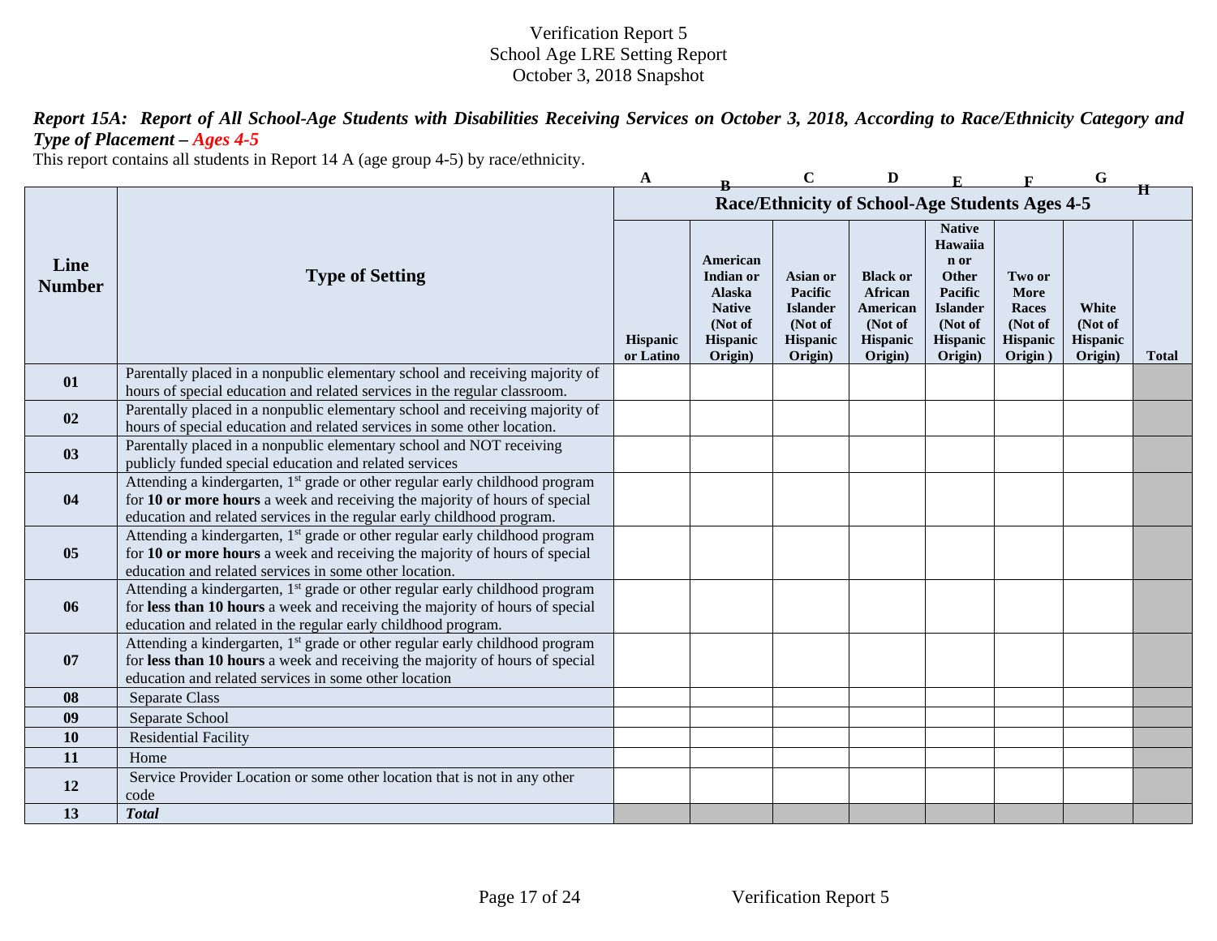Verification Report 5
School Age LRE Setting Report
October 3, 2018 Snapshot

***Report 15A: Report of All School-Age Students with Disabilities Receiving Services on October 3, 2018, According to Race/Ethnicity Category and Type of Placement – Ages 4-5***

This report contains all students in Report 14 A (age group 4-5) by race/ethnicity.

| | | A | B | C | D | E | F | G | H |
|---|---|---|---|---|---|---|---|---|---|
| **Line Number** | **Type of Setting** | **Race/Ethnicity of School-Age Students Ages 4-5** | | | | | | | |
| | | **Hispanic or Latino** | **American Indian or Alaska Native (Not of Hispanic Origin)** | **Asian or Pacific Islander (Not of Hispanic Origin)** | **Black or African American (Not of Hispanic Origin)** | **Native Hawaiian or Other Pacific Islander (Not of Hispanic Origin)** | **Two or More Races (Not of Hispanic Origin )** | **White (Not of Hispanic Origin)** | **Total** |
| **01** | Parentally placed in a nonpublic elementary school and receiving majority of hours of special education and related services in the regular classroom. | | | | | | | | |
| **02** | Parentally placed in a nonpublic elementary school and receiving majority of hours of special education and related services in some other location. | | | | | | | | |
| **03** | Parentally placed in a nonpublic elementary school and NOT receiving publicly funded special education and related services | | | | | | | | |
| **04** | Attending a kindergarten, 1st grade or other regular early childhood program for **10 or more hours** a week and receiving the majority of hours of special education and related services in the regular early childhood program. | | | | | | | | |
| **05** | Attending a kindergarten, 1st grade or other regular early childhood program for **10 or more hours** a week and receiving the majority of hours of special education and related services in some other location. | | | | | | | | |
| **06** | Attending a kindergarten, 1st grade or other regular early childhood program for **less than 10 hours** a week and receiving the majority of hours of special education and related in the regular early childhood program. | | | | | | | | |
| **07** | Attending a kindergarten, 1st grade or other regular early childhood program for **less than 10 hours** a week and receiving the majority of hours of special education and related services in some other location | | | | | | | | |
| **08** | Separate Class | | | | | | | | |
| **09** | Separate School | | | | | | | | |
| **10** | Residential Facility | | | | | | | | |
| **11** | Home | | | | | | | | |
| **12** | Service Provider Location or some other location that is not in any other code | | | | | | | | |
| **13** | ***Total*** | | | | | | | | |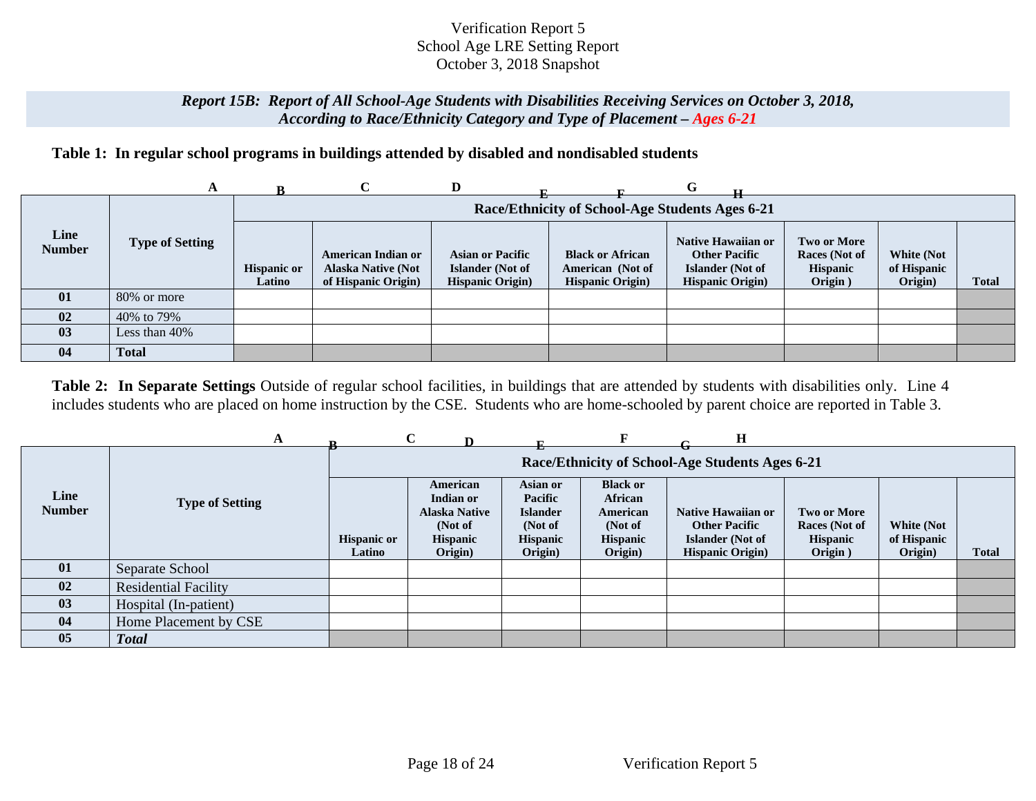Verification Report 5
School Age LRE Setting Report
October 3, 2018 Snapshot

***Report 15B: Report of All School-Age Students with Disabilities Receiving Services on October 3, 2018, According to Race/Ethnicity Category and Type of Placement – Ages 6-21***

**Table 1: In regular school programs in buildings attended by disabled and nondisabled students**

| | A | B | C | D | E | F | G | H | |
|---|---|---|---|---|---|---|---|---|---|
| **Line Number** | **Type of Setting** | **Race/Ethnicity of School-Age Students Ages 6-21** | | | | | | | |
| | | **Hispanic or Latino** | **American Indian or Alaska Native (Not of Hispanic Origin)** | **Asian or Pacific Islander (Not of Hispanic Origin)** | **Black or African American (Not of Hispanic Origin)** | **Native Hawaiian or Other Pacific Islander (Not of Hispanic Origin)** | **Two or More Races (Not of Hispanic Origin )** | **White (Not of Hispanic Origin)** | **Total** |
| **01** | 80% or more | | | | | | | | |
| **02** | 40% to 79% | | | | | | | | |
| **03** | Less than 40% | | | | | | | | |
| **04** | **Total** | | | | | | | | |

**Table 2: In Separate Settings** Outside of regular school facilities, in buildings that are attended by students with disabilities only. Line 4 includes students who are placed on home instruction by the CSE. Students who are home-schooled by parent choice are reported in Table 3.

| | A | B | C | D | E | F | G | H | |
|---|---|---|---|---|---|---|---|---|---|
| **Line Number** | **Type of Setting** | **Race/Ethnicity of School-Age Students Ages 6-21** | | | | | | | |
| | | **Hispanic or Latino** | **American Indian or Alaska Native (Not of Hispanic Origin)** | **Asian or Pacific Islander (Not of Hispanic Origin)** | **Black or African American (Not of Hispanic Origin)** | **Native Hawaiian or Other Pacific Islander (Not of Hispanic Origin)** | **Two or More Races (Not of Hispanic Origin )** | **White (Not of Hispanic Origin)** | **Total** |
| **01** | Separate School | | | | | | | | |
| **02** | Residential Facility | | | | | | | | |
| **03** | Hospital (In-patient) | | | | | | | | |
| **04** | Home Placement by CSE | | | | | | | | |
| **05** | ***Total*** | | | | | | | | |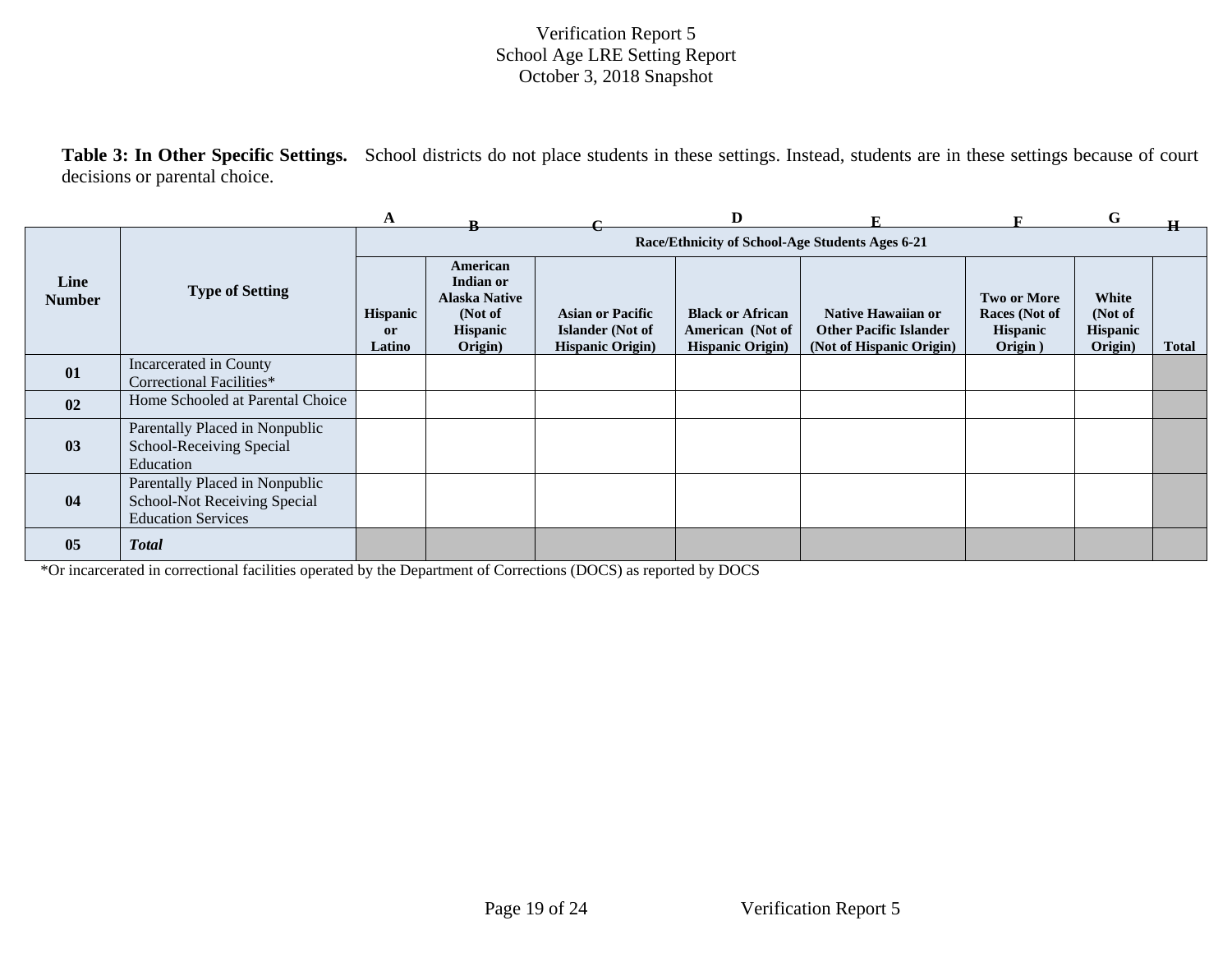Verification Report 5
School Age LRE Setting Report
October 3, 2018 Snapshot

**Table 3: In Other Specific Settings.** School districts do not place students in these settings. Instead, students are in these settings because of court decisions or parental choice.

| | | A | B | C | D | E | F | G | H |
|---|---|---|---|---|---|---|---|---|---|
| **Line Number** | **Type of Setting** | **Race/Ethnicity of School-Age Students Ages 6-21** | | | | | | | |
| | | **Hispanic or Latino** | **American Indian or Alaska Native (Not of Hispanic Origin)** | **Asian or Pacific Islander (Not of Hispanic Origin)** | **Black or African American (Not of Hispanic Origin)** | **Native Hawaiian or Other Pacific Islander (Not of Hispanic Origin)** | **Two or More Races (Not of Hispanic Origin )** | **White (Not of Hispanic Origin)** | **Total** |
| **01** | Incarcerated in County Correctional Facilities* | | | | | | | | |
| **02** | Home Schooled at Parental Choice | | | | | | | | |
| **03** | Parentally Placed in Nonpublic School-Receiving Special Education | | | | | | | | |
| **04** | Parentally Placed in Nonpublic School-Not Receiving Special Education Services | | | | | | | | |
| **05** | ***Total*** | | | | | | | | |

*Or incarcerated in correctional facilities operated by the Department of Corrections (DOCS) as reported by DOCS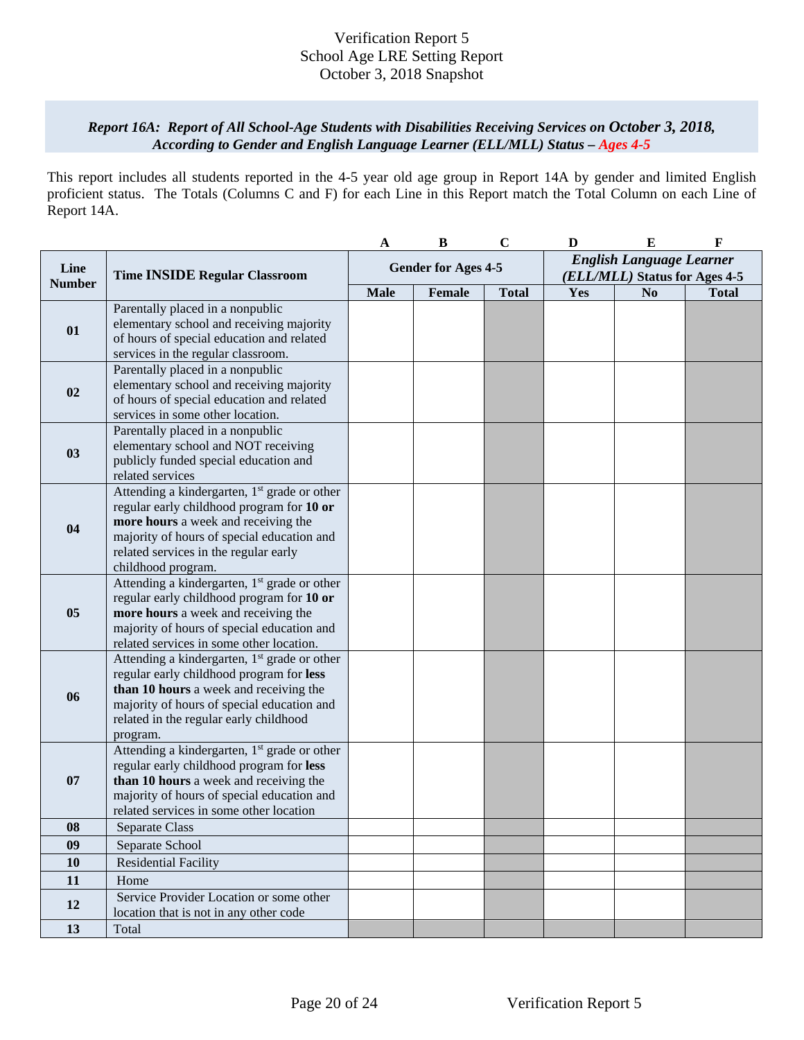Verification Report 5
School Age LRE Setting Report
October 3, 2018 Snapshot

***Report 16A: Report of All School-Age Students with Disabilities Receiving Services on October 3, 2018, According to Gender and English Language Learner (ELL/MLL) Status – Ages 4-5***

This report includes all students reported in the 4-5 year old age group in Report 14A by gender and limited English proficient status. The Totals (Columns C and F) for each Line in this Report match the Total Column on each Line of Report 14A.

| | | A | B | C | D | E | F |
|---|---|---|---|---|---|---|---|
| **Line Number** | **Time INSIDE Regular Classroom** | **Gender for Ages 4-5** | | | ***English Language Learner (ELL/MLL)* Status for Ages 4-5** | | |
| | | **Male** | **Female** | **Total** | **Yes** | **No** | **Total** |
| **01** | Parentally placed in a nonpublic elementary school and receiving majority of hours of special education and related services in the regular classroom. | | | | | | |
| **02** | Parentally placed in a nonpublic elementary school and receiving majority of hours of special education and related services in some other location. | | | | | | |
| **03** | Parentally placed in a nonpublic elementary school and NOT receiving publicly funded special education and related services | | | | | | |
| **04** | Attending a kindergarten, 1st grade or other regular early childhood program for **10 or more hours** a week and receiving the majority of hours of special education and related services in the regular early childhood program. | | | | | | |
| **05** | Attending a kindergarten, 1st grade or other regular early childhood program for **10 or more hours** a week and receiving the majority of hours of special education and related services in some other location. | | | | | | |
| **06** | Attending a kindergarten, 1st grade or other regular early childhood program for **less than 10 hours** a week and receiving the majority of hours of special education and related in the regular early childhood program. | | | | | | |
| **07** | Attending a kindergarten, 1st grade or other regular early childhood program for **less than 10 hours** a week and receiving the majority of hours of special education and related services in some other location | | | | | | |
| **08** | Separate Class | | | | | | |
| **09** | Separate School | | | | | | |
| **10** | Residential Facility | | | | | | |
| **11** | Home | | | | | | |
| **12** | Service Provider Location or some other location that is not in any other code | | | | | | |
| **13** | Total | | | | | | |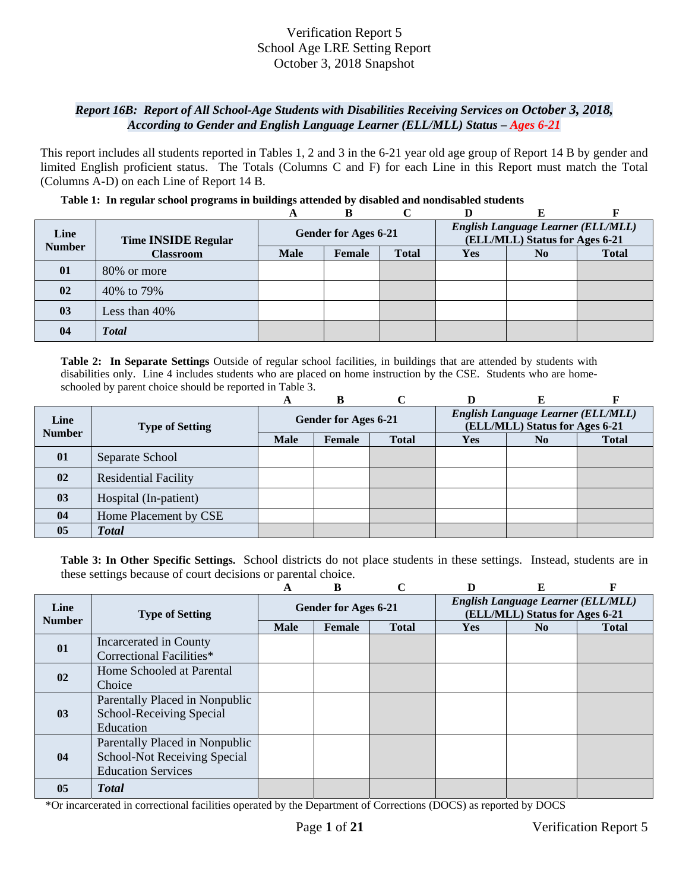# Verification Report 5
# School Age LRE Setting Report
# October 3, 2018 Snapshot

## *Report 16B: Report of All School-Age Students with Disabilities Receiving Services on October 3, 2018, According to Gender and English Language Learner (ELL/MLL) Status – Ages 6-21*

This report includes all students reported in Tables 1, 2 and 3 in the 6-21 year old age group of Report 14 B by gender and limited English proficient status. The Totals (Columns C and F) for each Line in this Report must match the Total (Columns A-D) on each Line of Report 14 B.

**Table 1: In regular school programs in buildings attended by disabled and nondisabled students**

| Line Number | Time INSIDE Regular Classroom | A | B | C | D | E | F |
|---|---|---|---|---|---|---|---|
| | | Gender for Ages 6-21 | | | *English Language Learner (ELL/MLL)* (ELL/MLL) Status for Ages 6-21 | | |
| | | Male | Female | Total | Yes | No | Total |
| 01 | 80% or more | | | | | | |
| 02 | 40% to 79% | | | | | | |
| 03 | Less than 40% | | | | | | |
| 04 | ***Total*** | | | | | | |

**Table 2: In Separate Settings** Outside of regular school facilities, in buildings that are attended by students with disabilities only. Line 4 includes students who are placed on home instruction by the CSE. Students who are home-schooled by parent choice should be reported in Table 3.

| Line Number | Type of Setting | A | B | C | D | E | F |
|---|---|---|---|---|---|---|---|
| | | Gender for Ages 6-21 | | | *English Language Learner (ELL/MLL)* (ELL/MLL) Status for Ages 6-21 | | |
| | | Male | Female | Total | Yes | No | Total |
| 01 | Separate School | | | | | | |
| 02 | Residential Facility | | | | | | |
| 03 | Hospital (In-patient) | | | | | | |
| 04 | Home Placement by CSE | | | | | | |
| 05 | ***Total*** | | | | | | |

**Table 3: In Other Specific Settings.** School districts do not place students in these settings. Instead, students are in these settings because of court decisions or parental choice.

| Line Number | Type of Setting | A | B | C | D | E | F |
|---|---|---|---|---|---|---|---|
| | | Gender for Ages 6-21 | | | *English Language Learner (ELL/MLL)* (ELL/MLL) Status for Ages 6-21 | | |
| | | Male | Female | Total | Yes | No | Total |
| 01 | Incarcerated in County Correctional Facilities* | | | | | | |
| 02 | Home Schooled at Parental Choice | | | | | | |
| 03 | Parentally Placed in Nonpublic School-Receiving Special Education | | | | | | |
| 04 | Parentally Placed in Nonpublic School-Not Receiving Special Education Services | | | | | | |
| 05 | ***Total*** | | | | | | |

*Or incarcerated in correctional facilities operated by the Department of Corrections (DOCS) as reported by DOCS